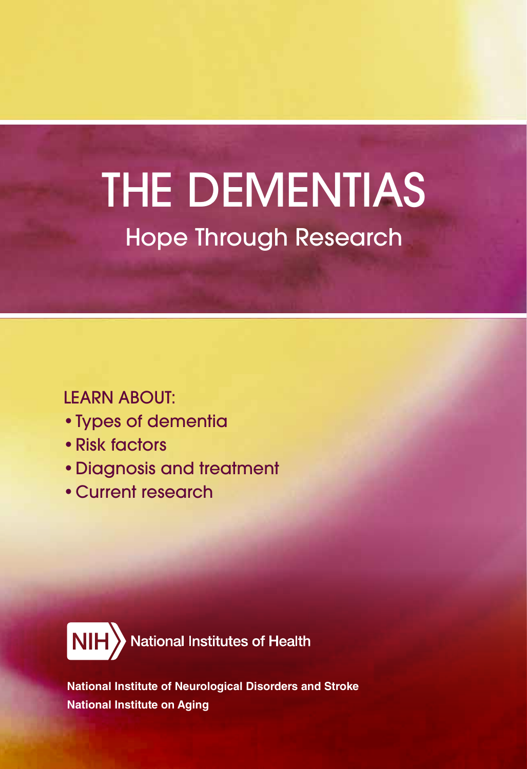# THE DEMENTIAS

## Hope Through Research

LEARN ABOUT:

- Types of dementia
- Risk factors
- Diagnosis and treatment
- Current research

NIH National Institutes of Health

**National Institute of Neurological Disorders and Stroke**
**National Institute on Aging**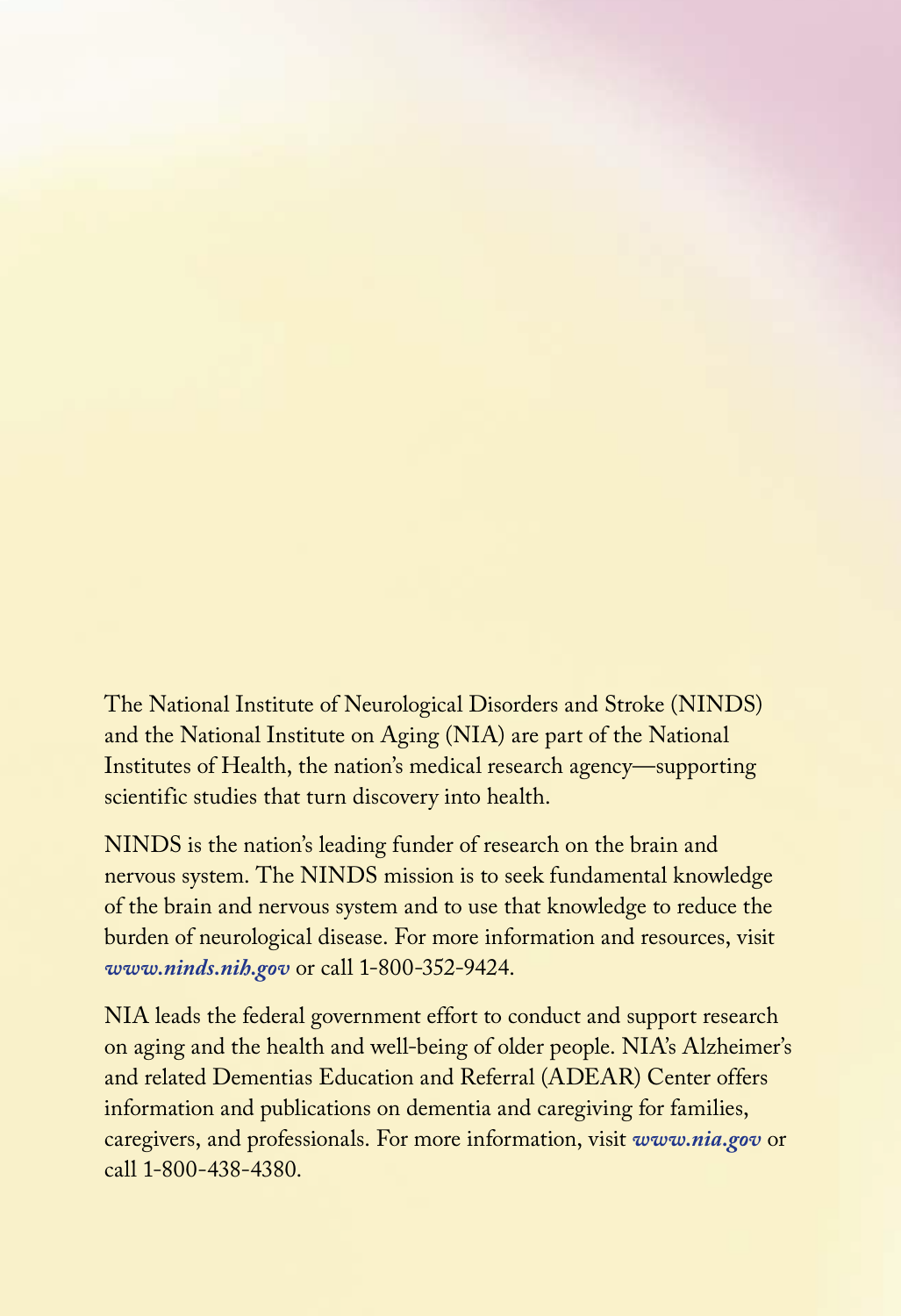The National Institute of Neurological Disorders and Stroke (NINDS) and the National Institute on Aging (NIA) are part of the National Institutes of Health, the nation's medical research agency—supporting scientific studies that turn discovery into health.

NINDS is the nation's leading funder of research on the brain and nervous system. The NINDS mission is to seek fundamental knowledge of the brain and nervous system and to use that knowledge to reduce the burden of neurological disease. For more information and resources, visit ***www.ninds.nih.gov*** or call 1-800-352-9424.

NIA leads the federal government effort to conduct and support research on aging and the health and well-being of older people. NIA's Alzheimer's and related Dementias Education and Referral (ADEAR) Center offers information and publications on dementia and caregiving for families, caregivers, and professionals. For more information, visit ***www.nia.gov*** or call 1-800-438-4380.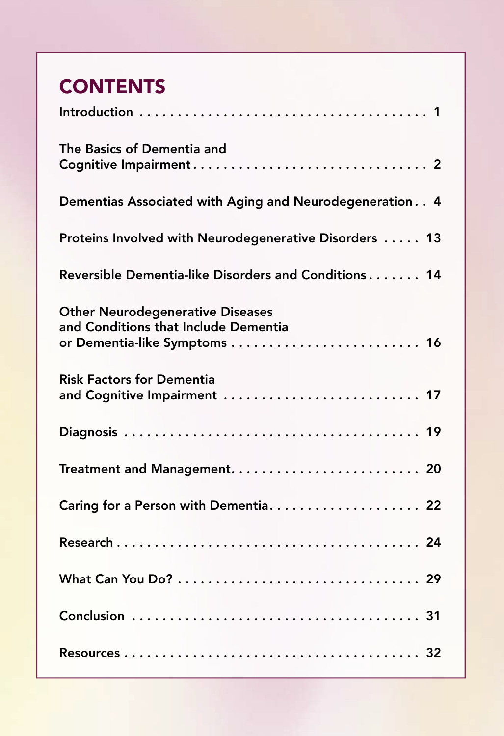## CONTENTS

| Section | Page |
| --- | --- |
| Introduction | 1 |
| The Basics of Dementia and Cognitive Impairment | 2 |
| Dementias Associated with Aging and Neurodegeneration | 4 |
| Proteins Involved with Neurodegenerative Disorders | 13 |
| Reversible Dementia-like Disorders and Conditions | 14 |
| Other Neurodegenerative Diseases and Conditions that Include Dementia or Dementia-like Symptoms | 16 |
| Risk Factors for Dementia and Cognitive Impairment | 17 |
| Diagnosis | 19 |
| Treatment and Management | 20 |
| Caring for a Person with Dementia | 22 |
| Research | 24 |
| What Can You Do? | 29 |
| Conclusion | 31 |
| Resources | 32 |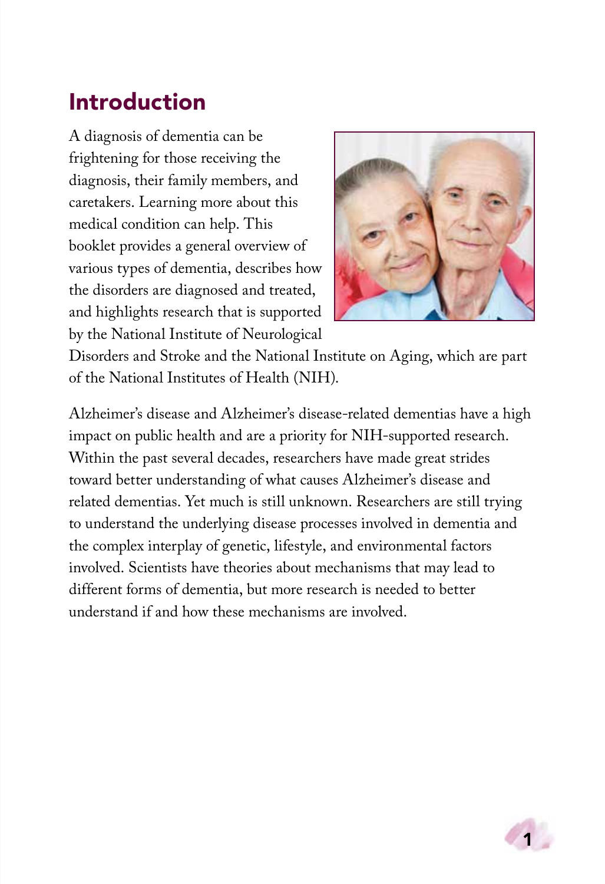# Introduction

A diagnosis of dementia can be frightening for those receiving the diagnosis, their family members, and caretakers. Learning more about this medical condition can help. This booklet provides a general overview of various types of dementia, describes how the disorders are diagnosed and treated, and highlights research that is supported by the National Institute of Neurological Disorders and Stroke and the National Institute on Aging, which are part of the National Institutes of Health (NIH).

Alzheimer's disease and Alzheimer's disease-related dementias have a high impact on public health and are a priority for NIH-supported research. Within the past several decades, researchers have made great strides toward better understanding of what causes Alzheimer's disease and related dementias. Yet much is still unknown. Researchers are still trying to understand the underlying disease processes involved in dementia and the complex interplay of genetic, lifestyle, and environmental factors involved. Scientists have theories about mechanisms that may lead to different forms of dementia, but more research is needed to better understand if and how these mechanisms are involved.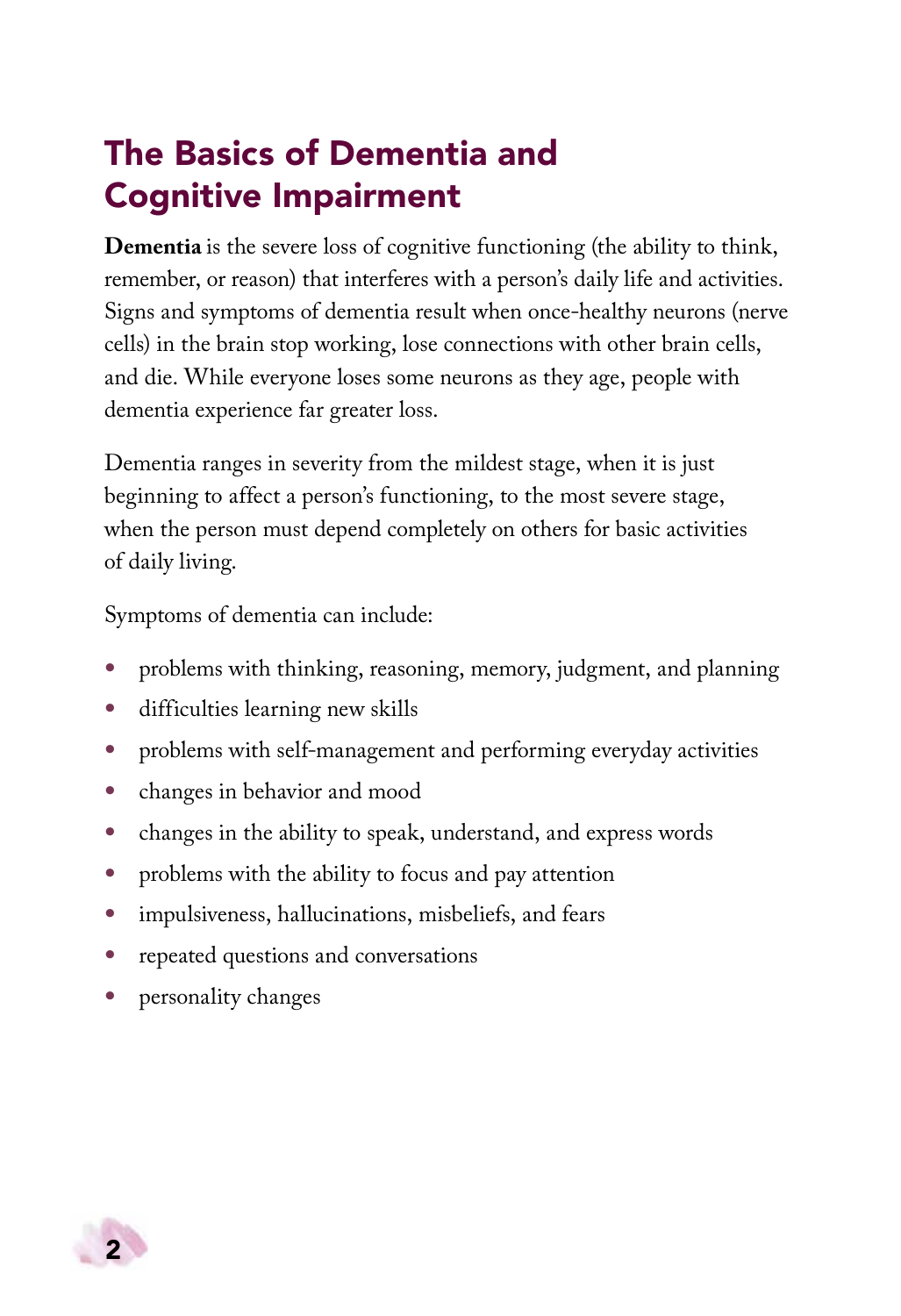# The Basics of Dementia and Cognitive Impairment

**Dementia** is the severe loss of cognitive functioning (the ability to think, remember, or reason) that interferes with a person's daily life and activities. Signs and symptoms of dementia result when once-healthy neurons (nerve cells) in the brain stop working, lose connections with other brain cells, and die. While everyone loses some neurons as they age, people with dementia experience far greater loss.

Dementia ranges in severity from the mildest stage, when it is just beginning to affect a person's functioning, to the most severe stage, when the person must depend completely on others for basic activities of daily living.

Symptoms of dementia can include:

- problems with thinking, reasoning, memory, judgment, and planning
- difficulties learning new skills
- problems with self-management and performing everyday activities
- changes in behavior and mood
- changes in the ability to speak, understand, and express words
- problems with the ability to focus and pay attention
- impulsiveness, hallucinations, misbeliefs, and fears
- repeated questions and conversations
- personality changes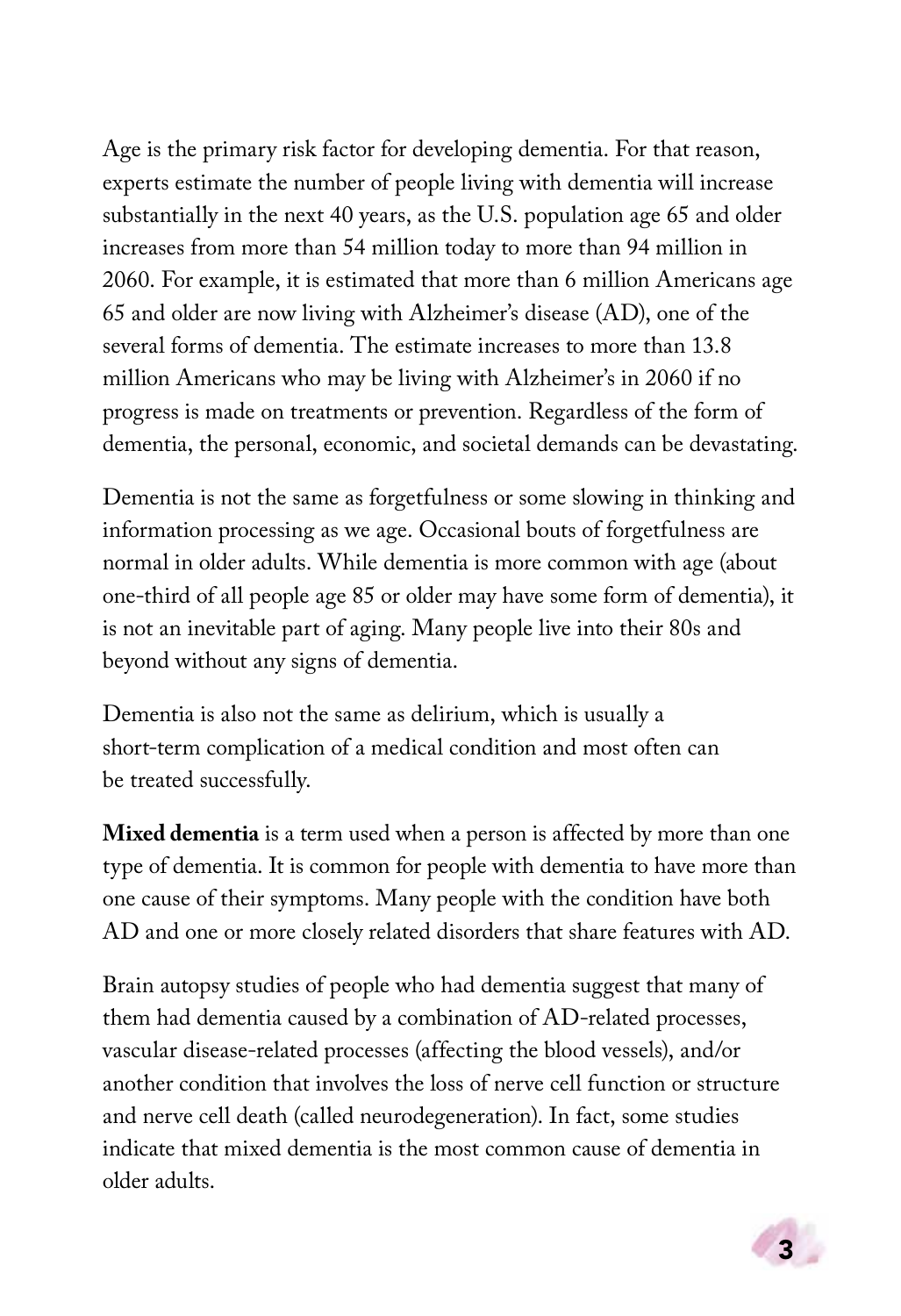Age is the primary risk factor for developing dementia. For that reason, experts estimate the number of people living with dementia will increase substantially in the next 40 years, as the U.S. population age 65 and older increases from more than 54 million today to more than 94 million in 2060. For example, it is estimated that more than 6 million Americans age 65 and older are now living with Alzheimer's disease (AD), one of the several forms of dementia. The estimate increases to more than 13.8 million Americans who may be living with Alzheimer's in 2060 if no progress is made on treatments or prevention. Regardless of the form of dementia, the personal, economic, and societal demands can be devastating.

Dementia is not the same as forgetfulness or some slowing in thinking and information processing as we age. Occasional bouts of forgetfulness are normal in older adults. While dementia is more common with age (about one-third of all people age 85 or older may have some form of dementia), it is not an inevitable part of aging. Many people live into their 80s and beyond without any signs of dementia.

Dementia is also not the same as delirium, which is usually a short-term complication of a medical condition and most often can be treated successfully.

**Mixed dementia** is a term used when a person is affected by more than one type of dementia. It is common for people with dementia to have more than one cause of their symptoms. Many people with the condition have both AD and one or more closely related disorders that share features with AD.

Brain autopsy studies of people who had dementia suggest that many of them had dementia caused by a combination of AD-related processes, vascular disease-related processes (affecting the blood vessels), and/or another condition that involves the loss of nerve cell function or structure and nerve cell death (called neurodegeneration). In fact, some studies indicate that mixed dementia is the most common cause of dementia in older adults.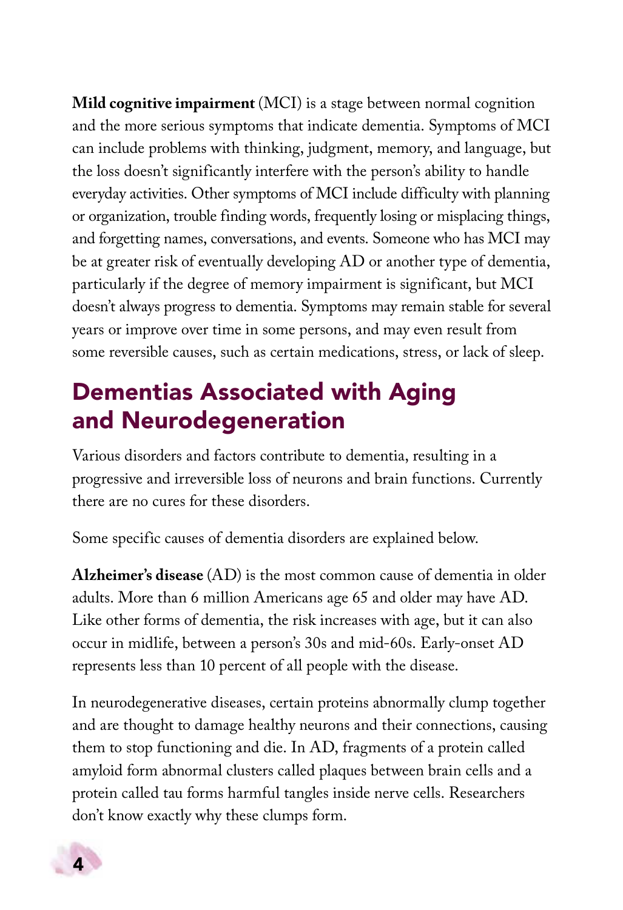**Mild cognitive impairment** (MCI) is a stage between normal cognition and the more serious symptoms that indicate dementia. Symptoms of MCI can include problems with thinking, judgment, memory, and language, but the loss doesn't significantly interfere with the person's ability to handle everyday activities. Other symptoms of MCI include difficulty with planning or organization, trouble finding words, frequently losing or misplacing things, and forgetting names, conversations, and events. Someone who has MCI may be at greater risk of eventually developing AD or another type of dementia, particularly if the degree of memory impairment is significant, but MCI doesn't always progress to dementia. Symptoms may remain stable for several years or improve over time in some persons, and may even result from some reversible causes, such as certain medications, stress, or lack of sleep.

## Dementias Associated with Aging and Neurodegeneration

Various disorders and factors contribute to dementia, resulting in a progressive and irreversible loss of neurons and brain functions. Currently there are no cures for these disorders.

Some specific causes of dementia disorders are explained below.

**Alzheimer's disease** (AD) is the most common cause of dementia in older adults. More than 6 million Americans age 65 and older may have AD. Like other forms of dementia, the risk increases with age, but it can also occur in midlife, between a person's 30s and mid-60s. Early-onset AD represents less than 10 percent of all people with the disease.

In neurodegenerative diseases, certain proteins abnormally clump together and are thought to damage healthy neurons and their connections, causing them to stop functioning and die. In AD, fragments of a protein called amyloid form abnormal clusters called plaques between brain cells and a protein called tau forms harmful tangles inside nerve cells. Researchers don't know exactly why these clumps form.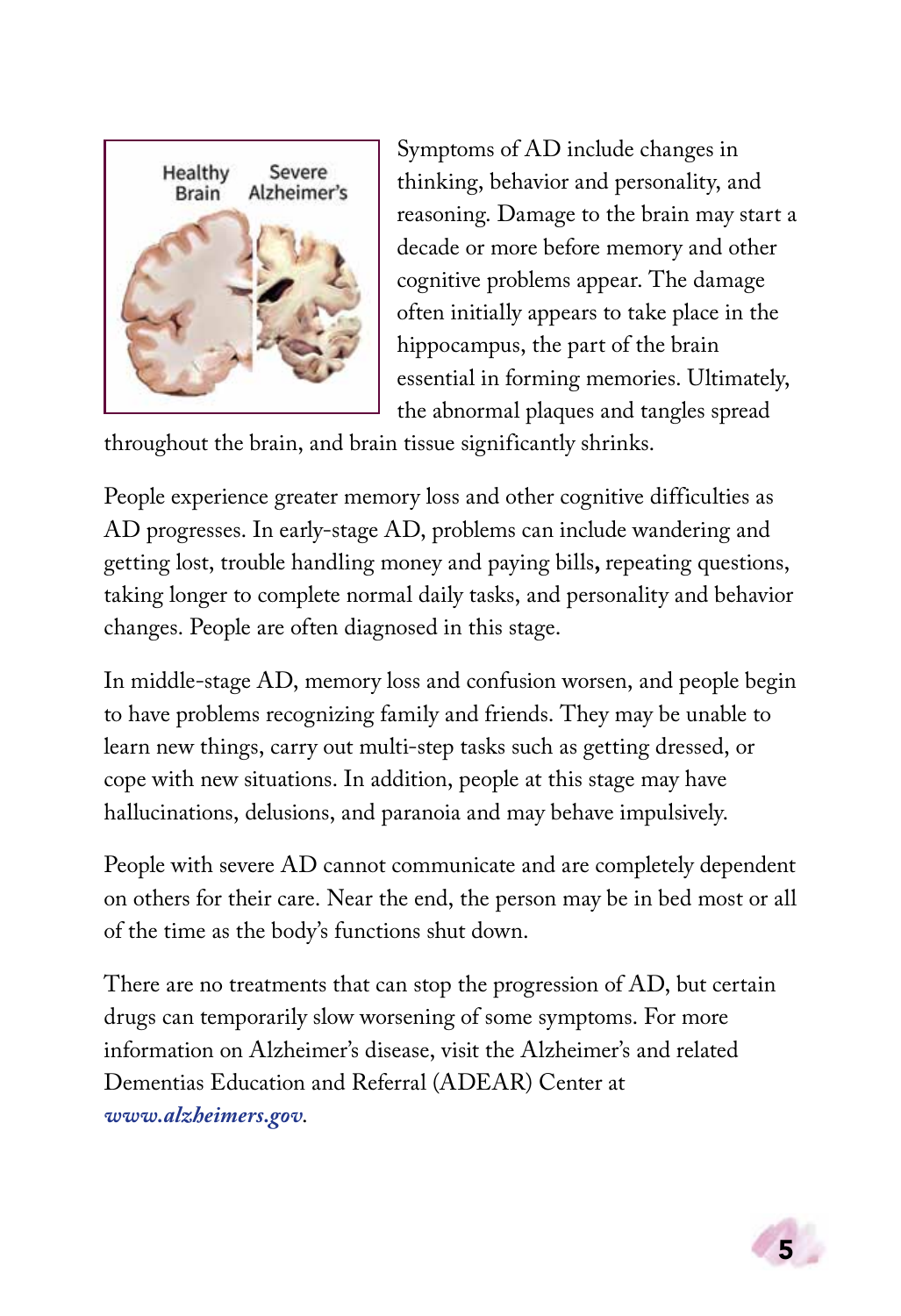Healthy Brain    Severe Alzheimer's

Symptoms of AD include changes in thinking, behavior and personality, and reasoning. Damage to the brain may start a decade or more before memory and other cognitive problems appear. The damage often initially appears to take place in the hippocampus, the part of the brain essential in forming memories. Ultimately, the abnormal plaques and tangles spread throughout the brain, and brain tissue significantly shrinks.

People experience greater memory loss and other cognitive difficulties as AD progresses. In early-stage AD, problems can include wandering and getting lost, trouble handling money and paying bills, repeating questions, taking longer to complete normal daily tasks, and personality and behavior changes. People are often diagnosed in this stage.

In middle-stage AD, memory loss and confusion worsen, and people begin to have problems recognizing family and friends. They may be unable to learn new things, carry out multi-step tasks such as getting dressed, or cope with new situations. In addition, people at this stage may have hallucinations, delusions, and paranoia and may behave impulsively.

People with severe AD cannot communicate and are completely dependent on others for their care. Near the end, the person may be in bed most or all of the time as the body's functions shut down.

There are no treatments that can stop the progression of AD, but certain drugs can temporarily slow worsening of some symptoms. For more information on Alzheimer's disease, visit the Alzheimer's and related Dementias Education and Referral (ADEAR) Center at *www.alzheimers.gov*.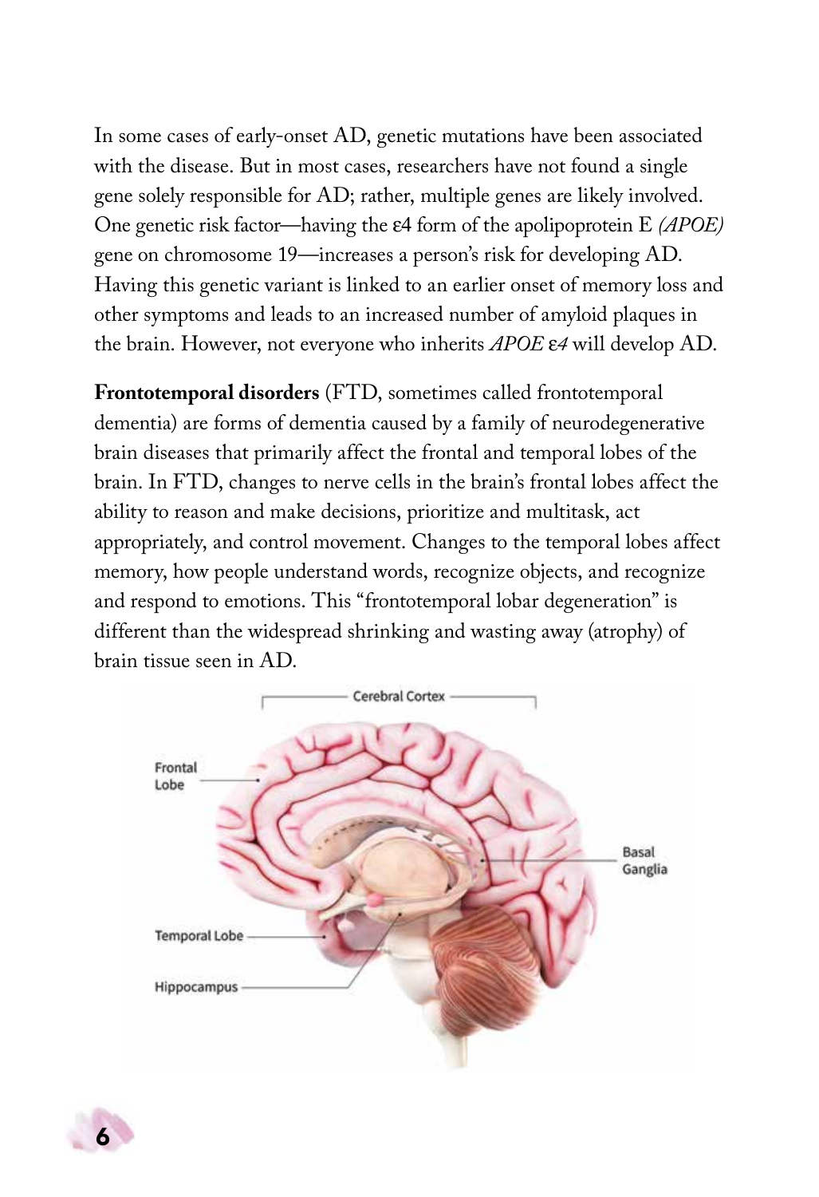In some cases of early-onset AD, genetic mutations have been associated with the disease. But in most cases, researchers have not found a single gene solely responsible for AD; rather, multiple genes are likely involved. One genetic risk factor—having the ε4 form of the apolipoprotein E *(APOE)* gene on chromosome 19—increases a person's risk for developing AD. Having this genetic variant is linked to an earlier onset of memory loss and other symptoms and leads to an increased number of amyloid plaques in the brain. However, not everyone who inherits *APOE ε4* will develop AD.

**Frontotemporal disorders** (FTD, sometimes called frontotemporal dementia) are forms of dementia caused by a family of neurodegenerative brain diseases that primarily affect the frontal and temporal lobes of the brain. In FTD, changes to nerve cells in the brain's frontal lobes affect the ability to reason and make decisions, prioritize and multitask, act appropriately, and control movement. Changes to the temporal lobes affect memory, how people understand words, recognize objects, and recognize and respond to emotions. This "frontotemporal lobar degeneration" is different than the widespread shrinking and wasting away (atrophy) of brain tissue seen in AD.

Cerebral Cortex

Frontal Lobe

Basal Ganglia

Temporal Lobe

Hippocampus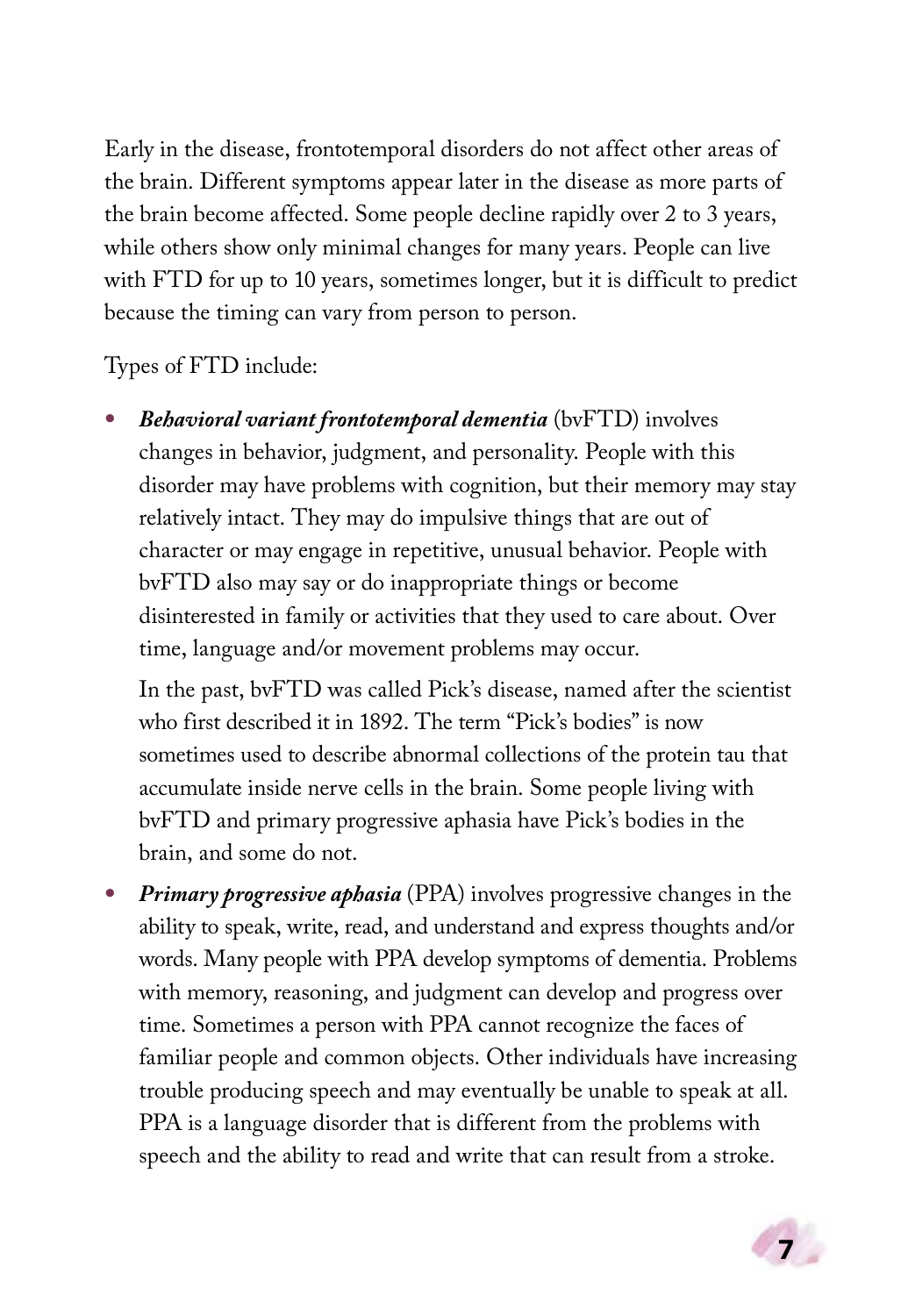Early in the disease, frontotemporal disorders do not affect other areas of the brain. Different symptoms appear later in the disease as more parts of the brain become affected. Some people decline rapidly over 2 to 3 years, while others show only minimal changes for many years. People can live with FTD for up to 10 years, sometimes longer, but it is difficult to predict because the timing can vary from person to person.

Types of FTD include:

- ***Behavioral variant frontotemporal dementia*** (bvFTD) involves changes in behavior, judgment, and personality. People with this disorder may have problems with cognition, but their memory may stay relatively intact. They may do impulsive things that are out of character or may engage in repetitive, unusual behavior. People with bvFTD also may say or do inappropriate things or become disinterested in family or activities that they used to care about. Over time, language and/or movement problems may occur.

  In the past, bvFTD was called Pick's disease, named after the scientist who first described it in 1892. The term "Pick's bodies" is now sometimes used to describe abnormal collections of the protein tau that accumulate inside nerve cells in the brain. Some people living with bvFTD and primary progressive aphasia have Pick's bodies in the brain, and some do not.

- ***Primary progressive aphasia*** (PPA) involves progressive changes in the ability to speak, write, read, and understand and express thoughts and/or words. Many people with PPA develop symptoms of dementia. Problems with memory, reasoning, and judgment can develop and progress over time. Sometimes a person with PPA cannot recognize the faces of familiar people and common objects. Other individuals have increasing trouble producing speech and may eventually be unable to speak at all. PPA is a language disorder that is different from the problems with speech and the ability to read and write that can result from a stroke.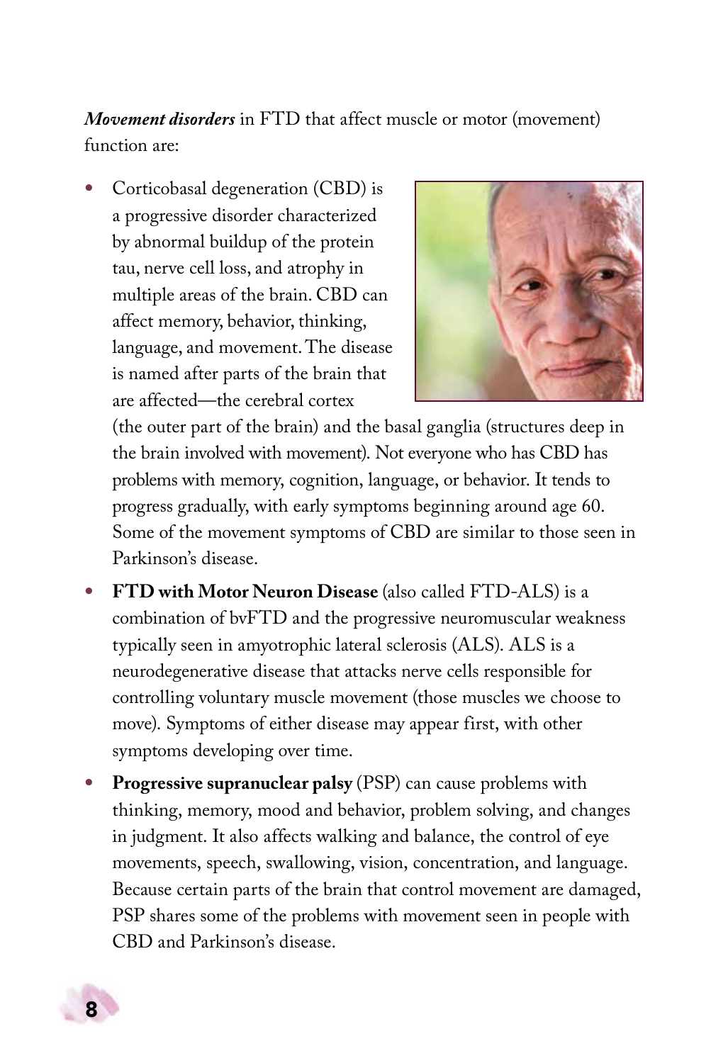***Movement disorders*** in FTD that affect muscle or motor (movement) function are:

- Corticobasal degeneration (CBD) is a progressive disorder characterized by abnormal buildup of the protein tau, nerve cell loss, and atrophy in multiple areas of the brain. CBD can affect memory, behavior, thinking, language, and movement. The disease is named after parts of the brain that are affected—the cerebral cortex (the outer part of the brain) and the basal ganglia (structures deep in the brain involved with movement). Not everyone who has CBD has problems with memory, cognition, language, or behavior. It tends to progress gradually, with early symptoms beginning around age 60. Some of the movement symptoms of CBD are similar to those seen in Parkinson's disease.
- **FTD with Motor Neuron Disease** (also called FTD-ALS) is a combination of bvFTD and the progressive neuromuscular weakness typically seen in amyotrophic lateral sclerosis (ALS). ALS is a neurodegenerative disease that attacks nerve cells responsible for controlling voluntary muscle movement (those muscles we choose to move). Symptoms of either disease may appear first, with other symptoms developing over time.
- **Progressive supranuclear palsy** (PSP) can cause problems with thinking, memory, mood and behavior, problem solving, and changes in judgment. It also affects walking and balance, the control of eye movements, speech, swallowing, vision, concentration, and language. Because certain parts of the brain that control movement are damaged, PSP shares some of the problems with movement seen in people with CBD and Parkinson's disease.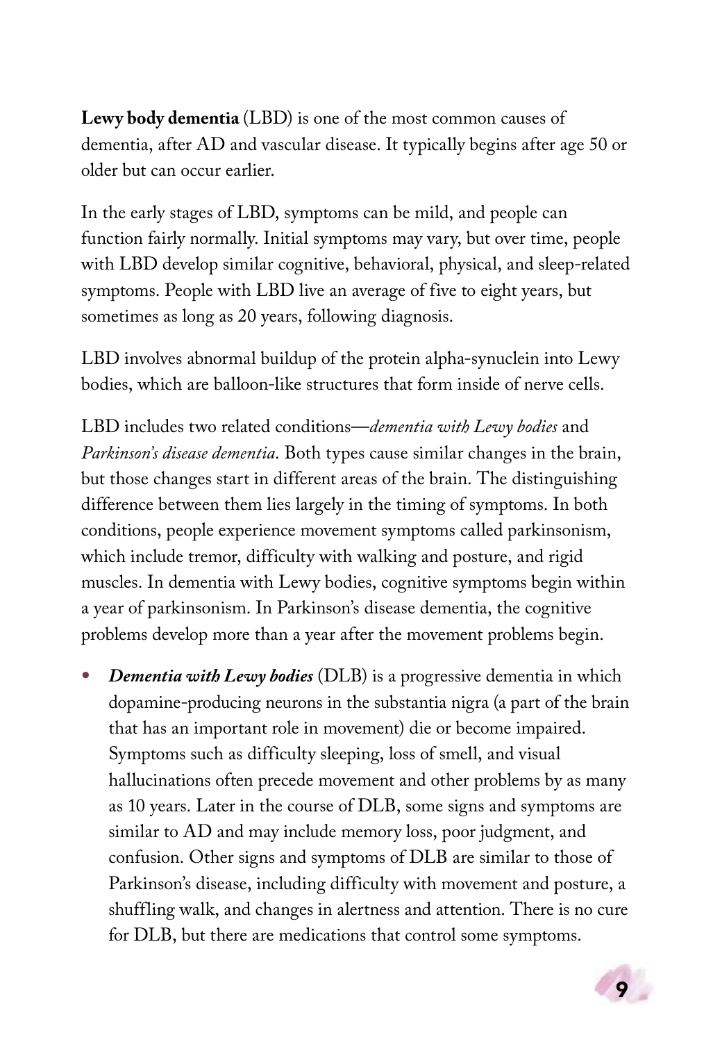**Lewy body dementia** (LBD) is one of the most common causes of dementia, after AD and vascular disease. It typically begins after age 50 or older but can occur earlier.

In the early stages of LBD, symptoms can be mild, and people can function fairly normally. Initial symptoms may vary, but over time, people with LBD develop similar cognitive, behavioral, physical, and sleep-related symptoms. People with LBD live an average of five to eight years, but sometimes as long as 20 years, following diagnosis.

LBD involves abnormal buildup of the protein alpha-synuclein into Lewy bodies, which are balloon-like structures that form inside of nerve cells.

LBD includes two related conditions—*dementia with Lewy bodies* and *Parkinson's disease dementia*. Both types cause similar changes in the brain, but those changes start in different areas of the brain. The distinguishing difference between them lies largely in the timing of symptoms. In both conditions, people experience movement symptoms called parkinsonism, which include tremor, difficulty with walking and posture, and rigid muscles. In dementia with Lewy bodies, cognitive symptoms begin within a year of parkinsonism. In Parkinson's disease dementia, the cognitive problems develop more than a year after the movement problems begin.

- ***Dementia with Lewy bodies*** (DLB) is a progressive dementia in which dopamine-producing neurons in the substantia nigra (a part of the brain that has an important role in movement) die or become impaired. Symptoms such as difficulty sleeping, loss of smell, and visual hallucinations often precede movement and other problems by as many as 10 years. Later in the course of DLB, some signs and symptoms are similar to AD and may include memory loss, poor judgment, and confusion. Other signs and symptoms of DLB are similar to those of Parkinson's disease, including difficulty with movement and posture, a shuffling walk, and changes in alertness and attention. There is no cure for DLB, but there are medications that control some symptoms.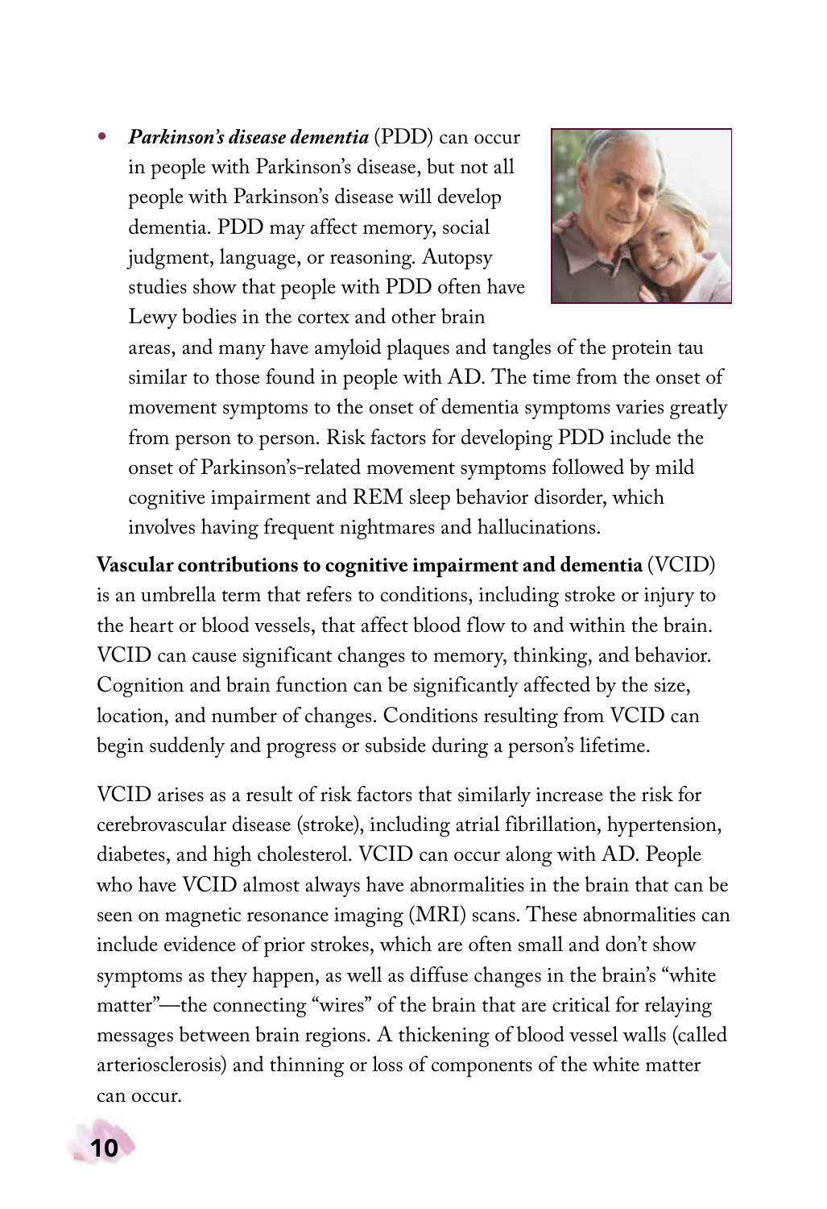- ***Parkinson's disease dementia*** (PDD) can occur in people with Parkinson's disease, but not all people with Parkinson's disease will develop dementia. PDD may affect memory, social judgment, language, or reasoning. Autopsy studies show that people with PDD often have Lewy bodies in the cortex and other brain areas, and many have amyloid plaques and tangles of the protein tau similar to those found in people with AD. The time from the onset of movement symptoms to the onset of dementia symptoms varies greatly from person to person. Risk factors for developing PDD include the onset of Parkinson's-related movement symptoms followed by mild cognitive impairment and REM sleep behavior disorder, which involves having frequent nightmares and hallucinations.

**Vascular contributions to cognitive impairment and dementia** (VCID) is an umbrella term that refers to conditions, including stroke or injury to the heart or blood vessels, that affect blood flow to and within the brain. VCID can cause significant changes to memory, thinking, and behavior. Cognition and brain function can be significantly affected by the size, location, and number of changes. Conditions resulting from VCID can begin suddenly and progress or subside during a person's lifetime.

VCID arises as a result of risk factors that similarly increase the risk for cerebrovascular disease (stroke), including atrial fibrillation, hypertension, diabetes, and high cholesterol. VCID can occur along with AD. People who have VCID almost always have abnormalities in the brain that can be seen on magnetic resonance imaging (MRI) scans. These abnormalities can include evidence of prior strokes, which are often small and don't show symptoms as they happen, as well as diffuse changes in the brain's "white matter"—the connecting "wires" of the brain that are critical for relaying messages between brain regions. A thickening of blood vessel walls (called arteriosclerosis) and thinning or loss of components of the white matter can occur.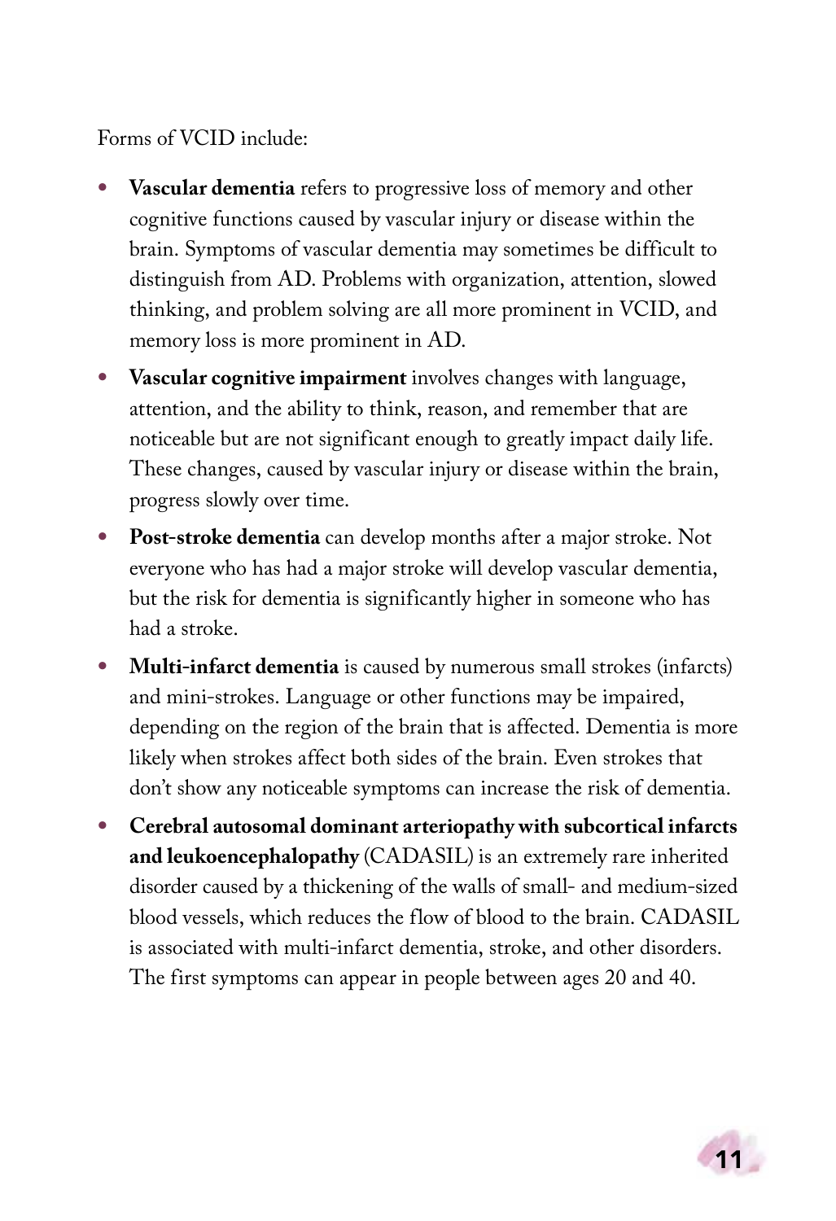Forms of VCID include:

- **Vascular dementia** refers to progressive loss of memory and other cognitive functions caused by vascular injury or disease within the brain. Symptoms of vascular dementia may sometimes be difficult to distinguish from AD. Problems with organization, attention, slowed thinking, and problem solving are all more prominent in VCID, and memory loss is more prominent in AD.
- **Vascular cognitive impairment** involves changes with language, attention, and the ability to think, reason, and remember that are noticeable but are not significant enough to greatly impact daily life. These changes, caused by vascular injury or disease within the brain, progress slowly over time.
- **Post-stroke dementia** can develop months after a major stroke. Not everyone who has had a major stroke will develop vascular dementia, but the risk for dementia is significantly higher in someone who has had a stroke.
- **Multi-infarct dementia** is caused by numerous small strokes (infarcts) and mini-strokes. Language or other functions may be impaired, depending on the region of the brain that is affected. Dementia is more likely when strokes affect both sides of the brain. Even strokes that don't show any noticeable symptoms can increase the risk of dementia.
- **Cerebral autosomal dominant arteriopathy with subcortical infarcts and leukoencephalopathy** (CADASIL) is an extremely rare inherited disorder caused by a thickening of the walls of small- and medium-sized blood vessels, which reduces the flow of blood to the brain. CADASIL is associated with multi-infarct dementia, stroke, and other disorders. The first symptoms can appear in people between ages 20 and 40.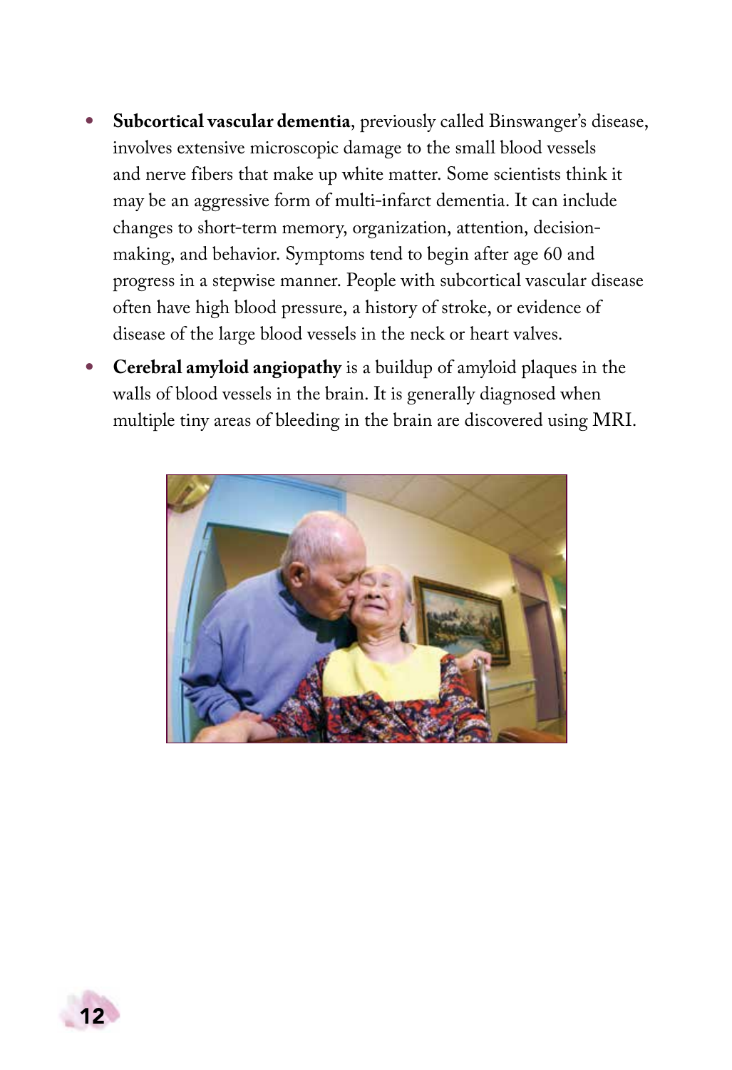- **Subcortical vascular dementia**, previously called Binswanger's disease, involves extensive microscopic damage to the small blood vessels and nerve fibers that make up white matter. Some scientists think it may be an aggressive form of multi-infarct dementia. It can include changes to short-term memory, organization, attention, decision-making, and behavior. Symptoms tend to begin after age 60 and progress in a stepwise manner. People with subcortical vascular disease often have high blood pressure, a history of stroke, or evidence of disease of the large blood vessels in the neck or heart valves.
- **Cerebral amyloid angiopathy** is a buildup of amyloid plaques in the walls of blood vessels in the brain. It is generally diagnosed when multiple tiny areas of bleeding in the brain are discovered using MRI.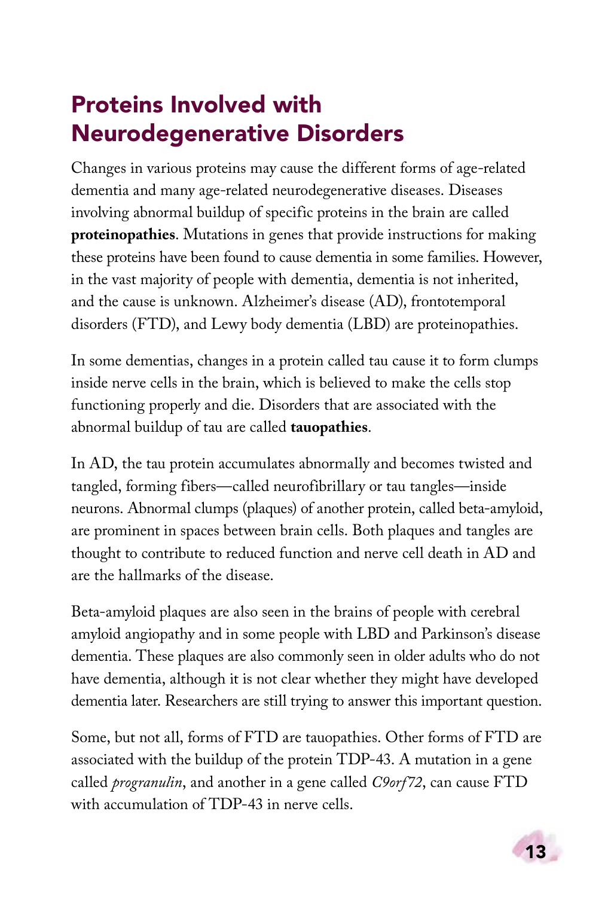## Proteins Involved with Neurodegenerative Disorders

Changes in various proteins may cause the different forms of age-related dementia and many age-related neurodegenerative diseases. Diseases involving abnormal buildup of specific proteins in the brain are called **proteinopathies**. Mutations in genes that provide instructions for making these proteins have been found to cause dementia in some families. However, in the vast majority of people with dementia, dementia is not inherited, and the cause is unknown. Alzheimer's disease (AD), frontotemporal disorders (FTD), and Lewy body dementia (LBD) are proteinopathies.

In some dementias, changes in a protein called tau cause it to form clumps inside nerve cells in the brain, which is believed to make the cells stop functioning properly and die. Disorders that are associated with the abnormal buildup of tau are called **tauopathies**.

In AD, the tau protein accumulates abnormally and becomes twisted and tangled, forming fibers—called neurofibrillary or tau tangles—inside neurons. Abnormal clumps (plaques) of another protein, called beta-amyloid, are prominent in spaces between brain cells. Both plaques and tangles are thought to contribute to reduced function and nerve cell death in AD and are the hallmarks of the disease.

Beta-amyloid plaques are also seen in the brains of people with cerebral amyloid angiopathy and in some people with LBD and Parkinson's disease dementia. These plaques are also commonly seen in older adults who do not have dementia, although it is not clear whether they might have developed dementia later. Researchers are still trying to answer this important question.

Some, but not all, forms of FTD are tauopathies. Other forms of FTD are associated with the buildup of the protein TDP-43. A mutation in a gene called *progranulin*, and another in a gene called *C9orf72*, can cause FTD with accumulation of TDP-43 in nerve cells.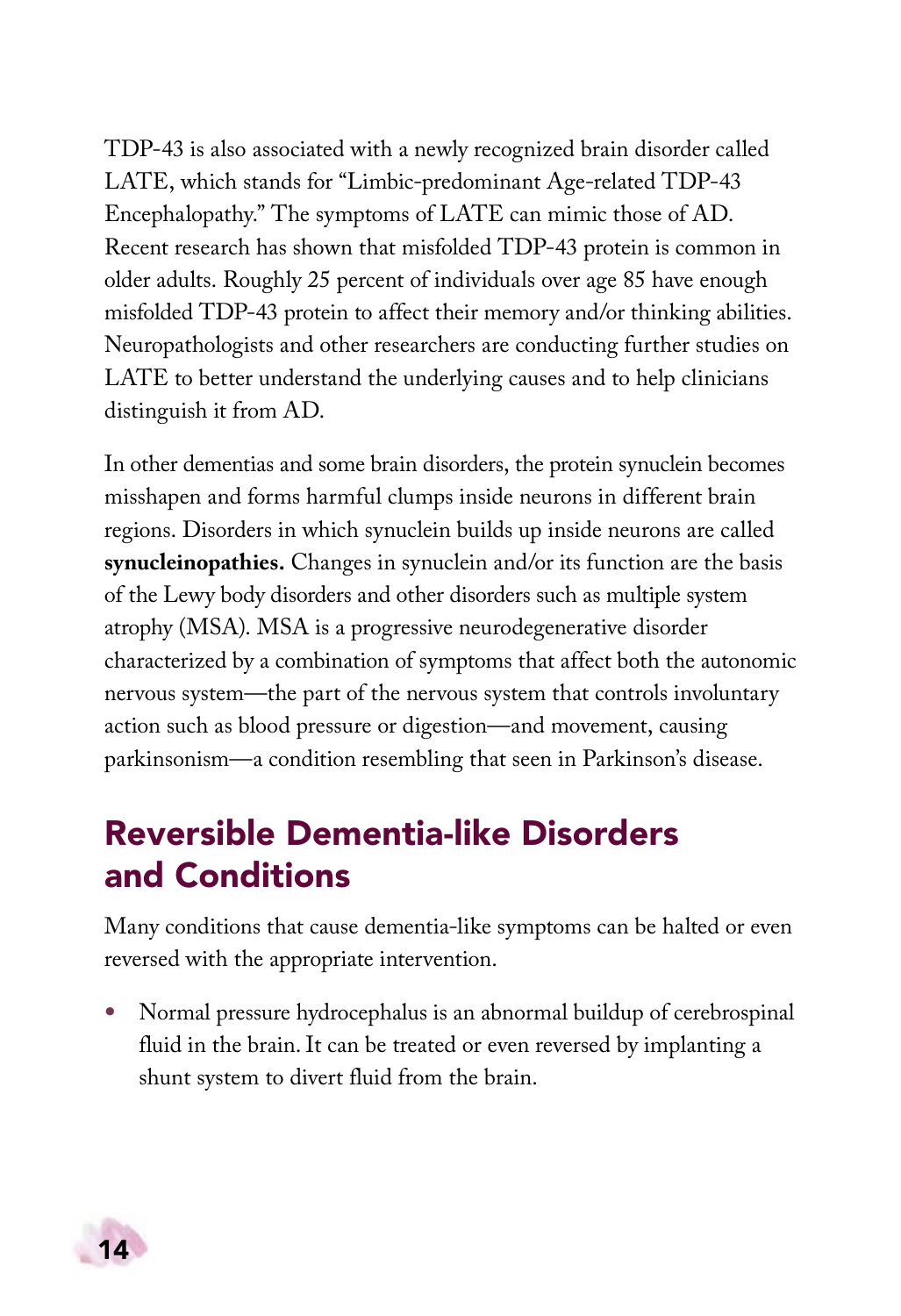TDP-43 is also associated with a newly recognized brain disorder called LATE, which stands for "Limbic-predominant Age-related TDP-43 Encephalopathy." The symptoms of LATE can mimic those of AD. Recent research has shown that misfolded TDP-43 protein is common in older adults. Roughly 25 percent of individuals over age 85 have enough misfolded TDP-43 protein to affect their memory and/or thinking abilities. Neuropathologists and other researchers are conducting further studies on LATE to better understand the underlying causes and to help clinicians distinguish it from AD.

In other dementias and some brain disorders, the protein synuclein becomes misshapen and forms harmful clumps inside neurons in different brain regions. Disorders in which synuclein builds up inside neurons are called **synucleinopathies.** Changes in synuclein and/or its function are the basis of the Lewy body disorders and other disorders such as multiple system atrophy (MSA). MSA is a progressive neurodegenerative disorder characterized by a combination of symptoms that affect both the autonomic nervous system—the part of the nervous system that controls involuntary action such as blood pressure or digestion—and movement, causing parkinsonism—a condition resembling that seen in Parkinson's disease.

## Reversible Dementia-like Disorders and Conditions

Many conditions that cause dementia-like symptoms can be halted or even reversed with the appropriate intervention.

- Normal pressure hydrocephalus is an abnormal buildup of cerebrospinal fluid in the brain. It can be treated or even reversed by implanting a shunt system to divert fluid from the brain.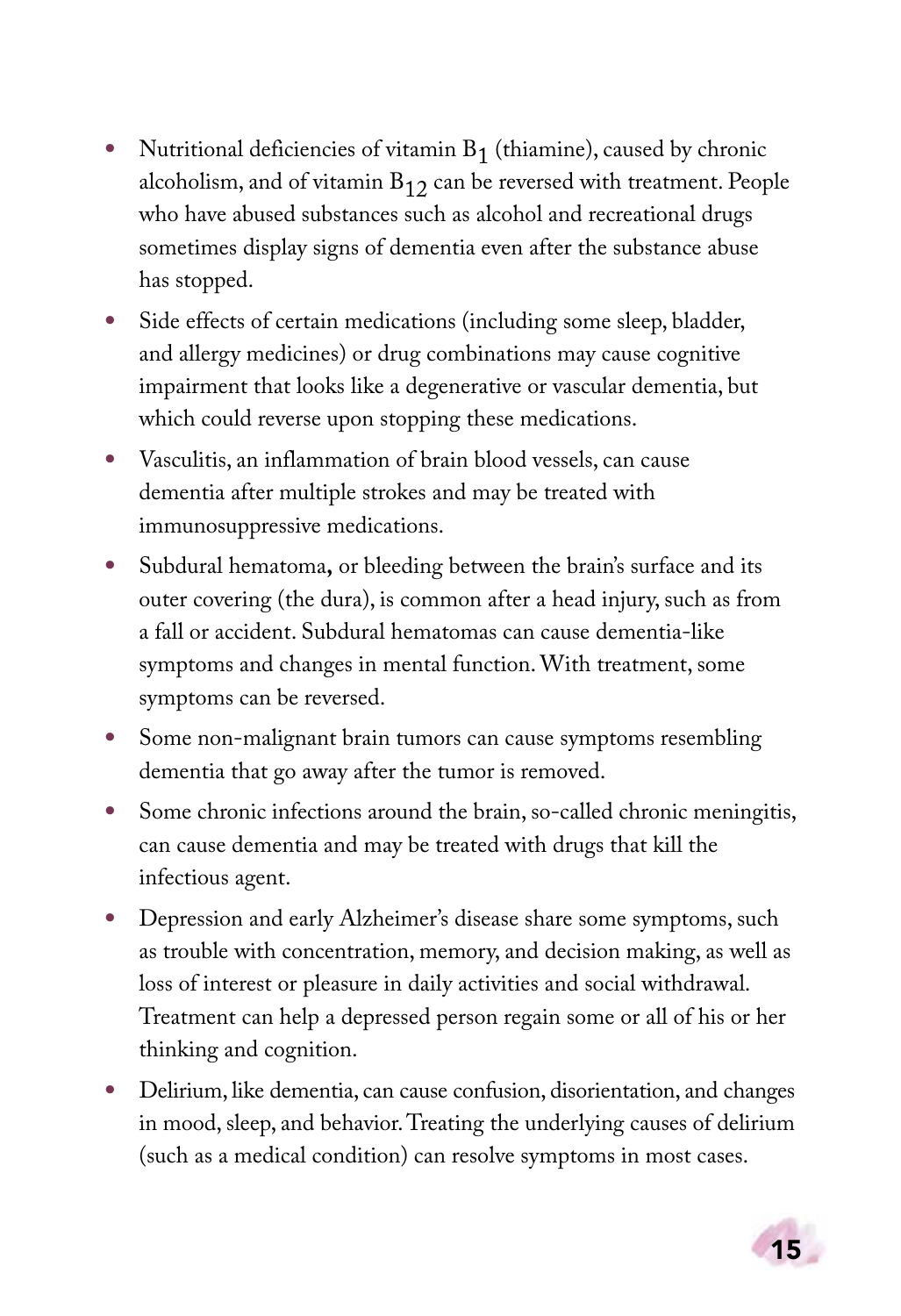- Nutritional deficiencies of vitamin $B_1$ (thiamine), caused by chronic alcoholism, and of vitamin $B_{12}$ can be reversed with treatment. People who have abused substances such as alcohol and recreational drugs sometimes display signs of dementia even after the substance abuse has stopped.
- Side effects of certain medications (including some sleep, bladder, and allergy medicines) or drug combinations may cause cognitive impairment that looks like a degenerative or vascular dementia, but which could reverse upon stopping these medications.
- Vasculitis, an inflammation of brain blood vessels, can cause dementia after multiple strokes and may be treated with immunosuppressive medications.
- Subdural hematoma, or bleeding between the brain's surface and its outer covering (the dura), is common after a head injury, such as from a fall or accident. Subdural hematomas can cause dementia-like symptoms and changes in mental function. With treatment, some symptoms can be reversed.
- Some non-malignant brain tumors can cause symptoms resembling dementia that go away after the tumor is removed.
- Some chronic infections around the brain, so-called chronic meningitis, can cause dementia and may be treated with drugs that kill the infectious agent.
- Depression and early Alzheimer's disease share some symptoms, such as trouble with concentration, memory, and decision making, as well as loss of interest or pleasure in daily activities and social withdrawal. Treatment can help a depressed person regain some or all of his or her thinking and cognition.
- Delirium, like dementia, can cause confusion, disorientation, and changes in mood, sleep, and behavior. Treating the underlying causes of delirium (such as a medical condition) can resolve symptoms in most cases.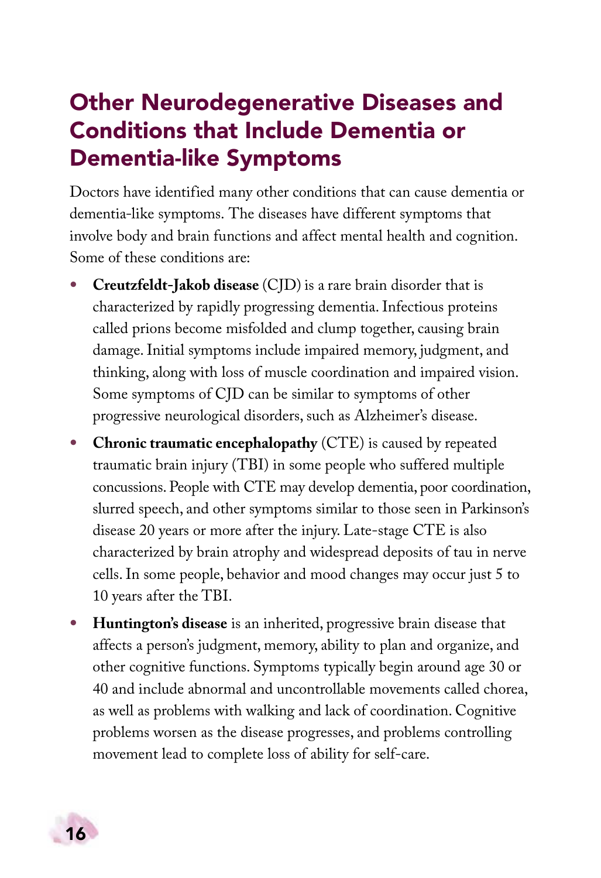## Other Neurodegenerative Diseases and Conditions that Include Dementia or Dementia-like Symptoms

Doctors have identified many other conditions that can cause dementia or dementia-like symptoms. The diseases have different symptoms that involve body and brain functions and affect mental health and cognition. Some of these conditions are:

- **Creutzfeldt-Jakob disease** (CJD) is a rare brain disorder that is characterized by rapidly progressing dementia. Infectious proteins called prions become misfolded and clump together, causing brain damage. Initial symptoms include impaired memory, judgment, and thinking, along with loss of muscle coordination and impaired vision. Some symptoms of CJD can be similar to symptoms of other progressive neurological disorders, such as Alzheimer's disease.
- **Chronic traumatic encephalopathy** (CTE) is caused by repeated traumatic brain injury (TBI) in some people who suffered multiple concussions. People with CTE may develop dementia, poor coordination, slurred speech, and other symptoms similar to those seen in Parkinson's disease 20 years or more after the injury. Late-stage CTE is also characterized by brain atrophy and widespread deposits of tau in nerve cells. In some people, behavior and mood changes may occur just 5 to 10 years after the TBI.
- **Huntington's disease** is an inherited, progressive brain disease that affects a person's judgment, memory, ability to plan and organize, and other cognitive functions. Symptoms typically begin around age 30 or 40 and include abnormal and uncontrollable movements called chorea, as well as problems with walking and lack of coordination. Cognitive problems worsen as the disease progresses, and problems controlling movement lead to complete loss of ability for self-care.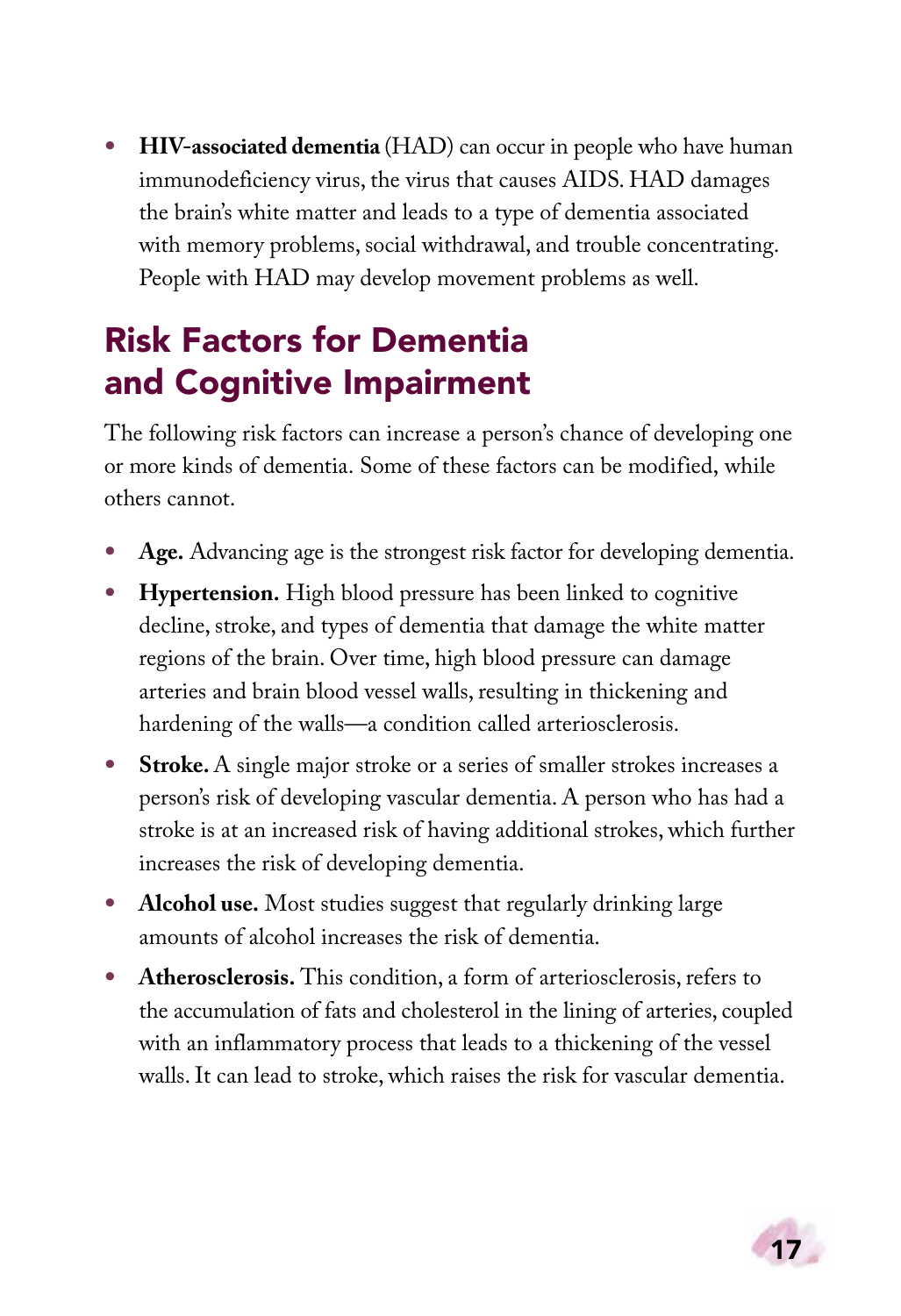- **HIV-associated dementia** (HAD) can occur in people who have human immunodeficiency virus, the virus that causes AIDS. HAD damages the brain's white matter and leads to a type of dementia associated with memory problems, social withdrawal, and trouble concentrating. People with HAD may develop movement problems as well.

## Risk Factors for Dementia and Cognitive Impairment

The following risk factors can increase a person's chance of developing one or more kinds of dementia. Some of these factors can be modified, while others cannot.

- **Age.** Advancing age is the strongest risk factor for developing dementia.
- **Hypertension.** High blood pressure has been linked to cognitive decline, stroke, and types of dementia that damage the white matter regions of the brain. Over time, high blood pressure can damage arteries and brain blood vessel walls, resulting in thickening and hardening of the walls—a condition called arteriosclerosis.
- **Stroke.** A single major stroke or a series of smaller strokes increases a person's risk of developing vascular dementia. A person who has had a stroke is at an increased risk of having additional strokes, which further increases the risk of developing dementia.
- **Alcohol use.** Most studies suggest that regularly drinking large amounts of alcohol increases the risk of dementia.
- **Atherosclerosis.** This condition, a form of arteriosclerosis, refers to the accumulation of fats and cholesterol in the lining of arteries, coupled with an inflammatory process that leads to a thickening of the vessel walls. It can lead to stroke, which raises the risk for vascular dementia.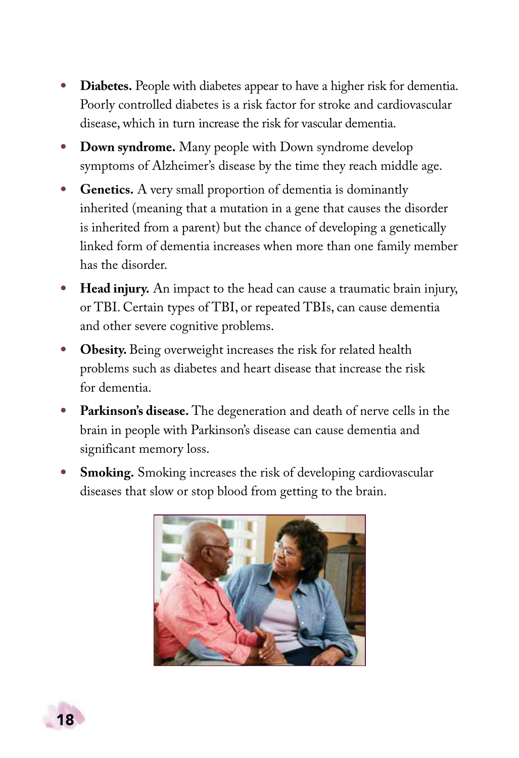- **Diabetes.** People with diabetes appear to have a higher risk for dementia. Poorly controlled diabetes is a risk factor for stroke and cardiovascular disease, which in turn increase the risk for vascular dementia.
- **Down syndrome.** Many people with Down syndrome develop symptoms of Alzheimer's disease by the time they reach middle age.
- **Genetics.** A very small proportion of dementia is dominantly inherited (meaning that a mutation in a gene that causes the disorder is inherited from a parent) but the chance of developing a genetically linked form of dementia increases when more than one family member has the disorder.
- **Head injury.** An impact to the head can cause a traumatic brain injury, or TBI. Certain types of TBI, or repeated TBIs, can cause dementia and other severe cognitive problems.
- **Obesity.** Being overweight increases the risk for related health problems such as diabetes and heart disease that increase the risk for dementia.
- **Parkinson's disease.** The degeneration and death of nerve cells in the brain in people with Parkinson's disease can cause dementia and significant memory loss.
- **Smoking.** Smoking increases the risk of developing cardiovascular diseases that slow or stop blood from getting to the brain.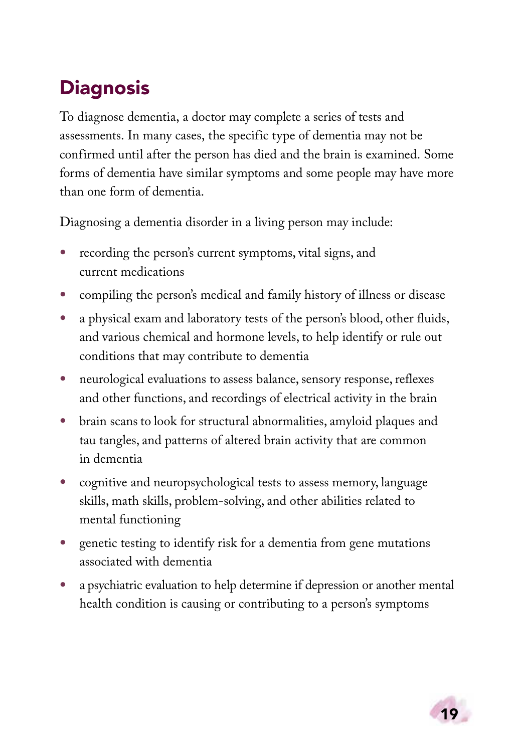## Diagnosis

To diagnose dementia, a doctor may complete a series of tests and assessments. In many cases, the specific type of dementia may not be confirmed until after the person has died and the brain is examined. Some forms of dementia have similar symptoms and some people may have more than one form of dementia.

Diagnosing a dementia disorder in a living person may include:

- recording the person's current symptoms, vital signs, and current medications
- compiling the person's medical and family history of illness or disease
- a physical exam and laboratory tests of the person's blood, other fluids, and various chemical and hormone levels, to help identify or rule out conditions that may contribute to dementia
- neurological evaluations to assess balance, sensory response, reflexes and other functions, and recordings of electrical activity in the brain
- brain scans to look for structural abnormalities, amyloid plaques and tau tangles, and patterns of altered brain activity that are common in dementia
- cognitive and neuropsychological tests to assess memory, language skills, math skills, problem-solving, and other abilities related to mental functioning
- genetic testing to identify risk for a dementia from gene mutations associated with dementia
- a psychiatric evaluation to help determine if depression or another mental health condition is causing or contributing to a person's symptoms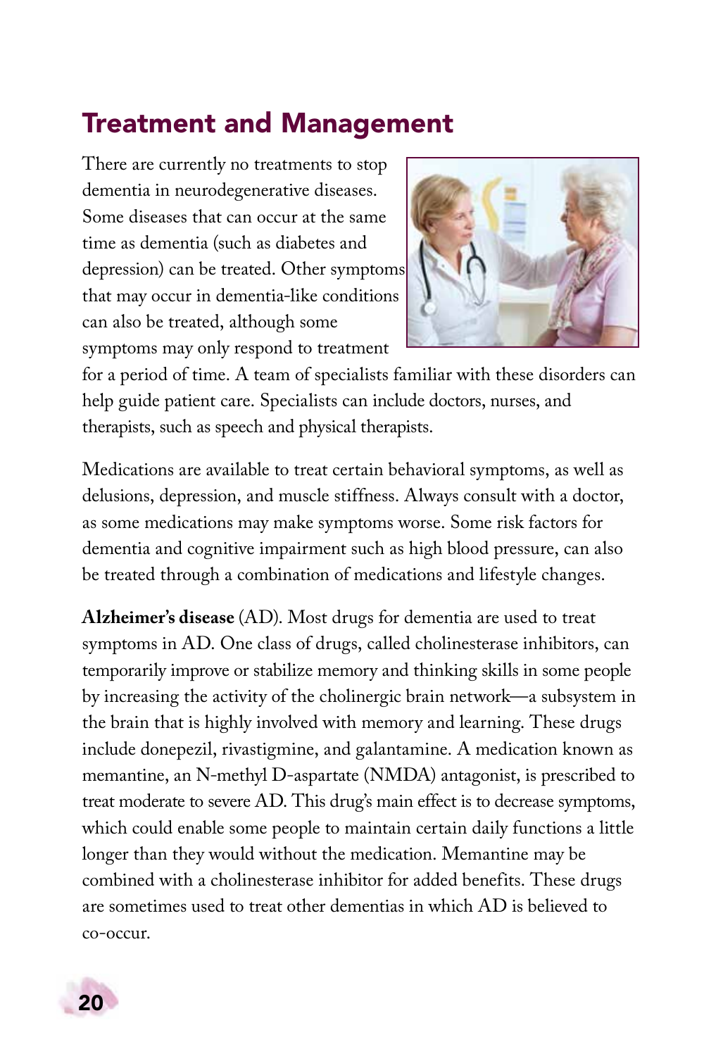## Treatment and Management

There are currently no treatments to stop dementia in neurodegenerative diseases. Some diseases that can occur at the same time as dementia (such as diabetes and depression) can be treated. Other symptoms that may occur in dementia-like conditions can also be treated, although some symptoms may only respond to treatment for a period of time. A team of specialists familiar with these disorders can help guide patient care. Specialists can include doctors, nurses, and therapists, such as speech and physical therapists.

Medications are available to treat certain behavioral symptoms, as well as delusions, depression, and muscle stiffness. Always consult with a doctor, as some medications may make symptoms worse. Some risk factors for dementia and cognitive impairment such as high blood pressure, can also be treated through a combination of medications and lifestyle changes.

**Alzheimer's disease** (AD). Most drugs for dementia are used to treat symptoms in AD. One class of drugs, called cholinesterase inhibitors, can temporarily improve or stabilize memory and thinking skills in some people by increasing the activity of the cholinergic brain network—a subsystem in the brain that is highly involved with memory and learning. These drugs include donepezil, rivastigmine, and galantamine. A medication known as memantine, an N-methyl D-aspartate (NMDA) antagonist, is prescribed to treat moderate to severe AD. This drug's main effect is to decrease symptoms, which could enable some people to maintain certain daily functions a little longer than they would without the medication. Memantine may be combined with a cholinesterase inhibitor for added benefits. These drugs are sometimes used to treat other dementias in which AD is believed to co-occur.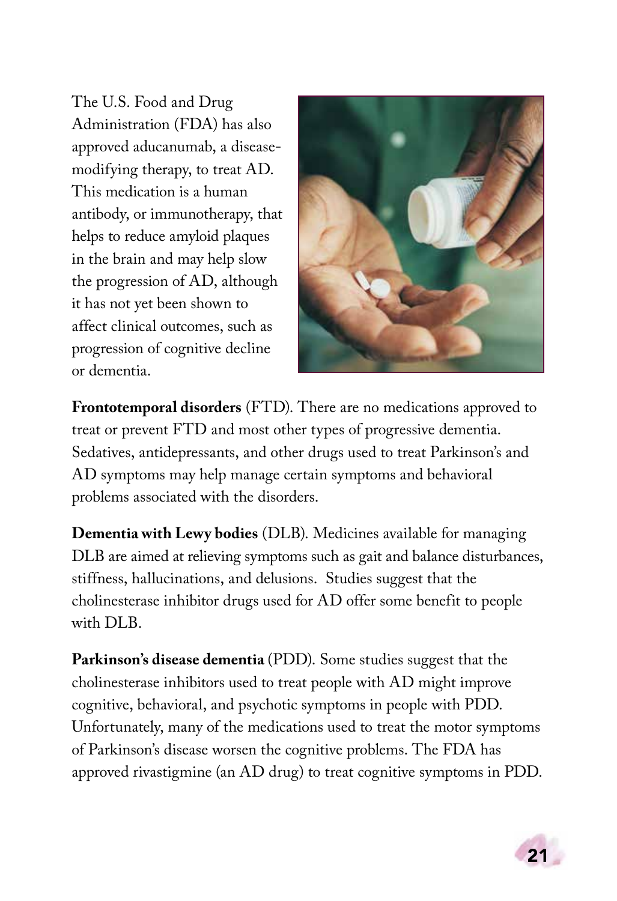The U.S. Food and Drug Administration (FDA) has also approved aducanumab, a disease-modifying therapy, to treat AD. This medication is a human antibody, or immunotherapy, that helps to reduce amyloid plaques in the brain and may help slow the progression of AD, although it has not yet been shown to affect clinical outcomes, such as progression of cognitive decline or dementia.

**Frontotemporal disorders** (FTD). There are no medications approved to treat or prevent FTD and most other types of progressive dementia. Sedatives, antidepressants, and other drugs used to treat Parkinson's and AD symptoms may help manage certain symptoms and behavioral problems associated with the disorders.

**Dementia with Lewy bodies** (DLB). Medicines available for managing DLB are aimed at relieving symptoms such as gait and balance disturbances, stiffness, hallucinations, and delusions. Studies suggest that the cholinesterase inhibitor drugs used for AD offer some benefit to people with DLB.

**Parkinson's disease dementia** (PDD). Some studies suggest that the cholinesterase inhibitors used to treat people with AD might improve cognitive, behavioral, and psychotic symptoms in people with PDD. Unfortunately, many of the medications used to treat the motor symptoms of Parkinson's disease worsen the cognitive problems. The FDA has approved rivastigmine (an AD drug) to treat cognitive symptoms in PDD.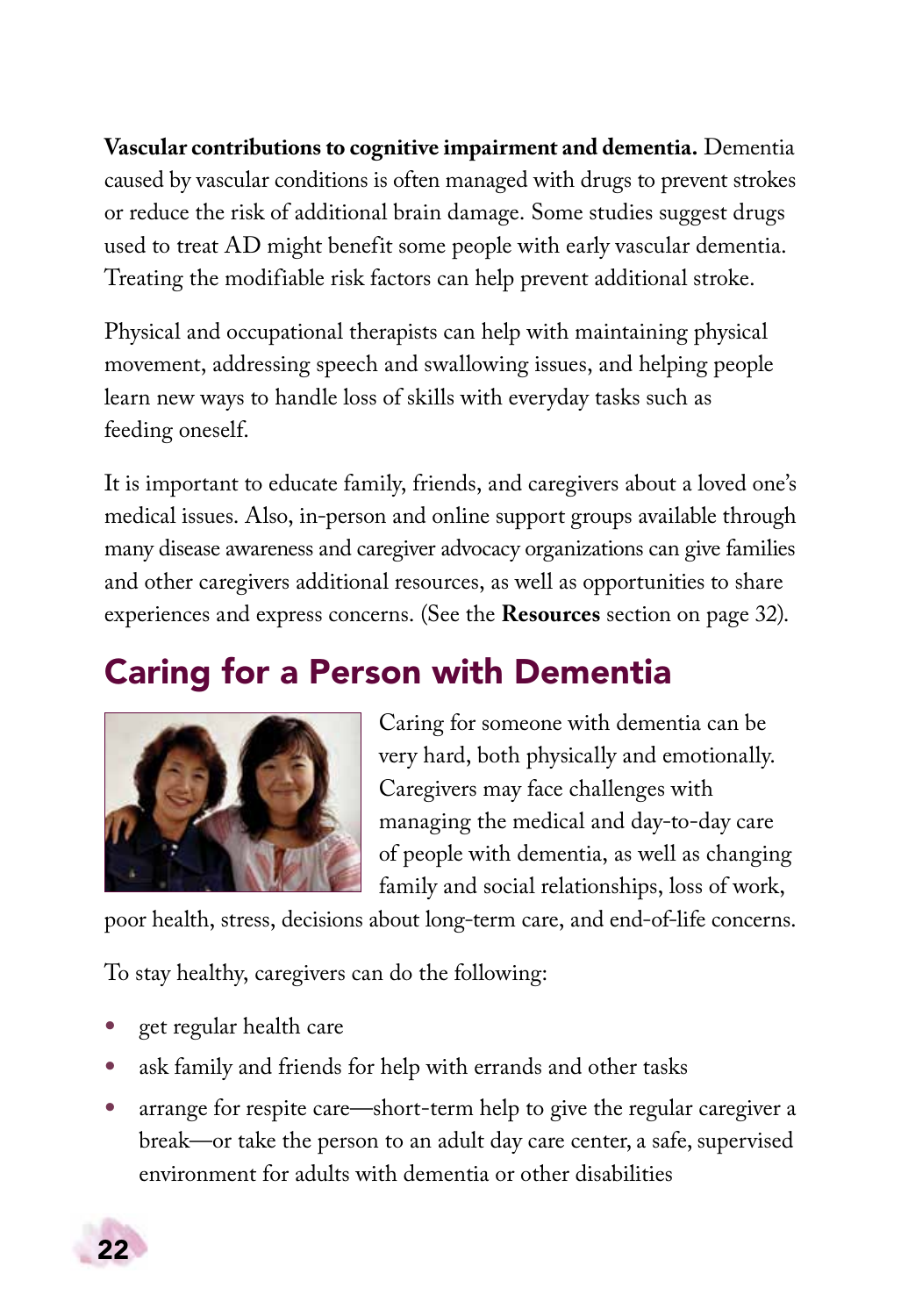**Vascular contributions to cognitive impairment and dementia.** Dementia caused by vascular conditions is often managed with drugs to prevent strokes or reduce the risk of additional brain damage. Some studies suggest drugs used to treat AD might benefit some people with early vascular dementia. Treating the modifiable risk factors can help prevent additional stroke.

Physical and occupational therapists can help with maintaining physical movement, addressing speech and swallowing issues, and helping people learn new ways to handle loss of skills with everyday tasks such as feeding oneself.

It is important to educate family, friends, and caregivers about a loved one's medical issues. Also, in-person and online support groups available through many disease awareness and caregiver advocacy organizations can give families and other caregivers additional resources, as well as opportunities to share experiences and express concerns. (See the **Resources** section on page 32).

## Caring for a Person with Dementia

Caring for someone with dementia can be very hard, both physically and emotionally. Caregivers may face challenges with managing the medical and day-to-day care of people with dementia, as well as changing family and social relationships, loss of work, poor health, stress, decisions about long-term care, and end-of-life concerns.

To stay healthy, caregivers can do the following:

- get regular health care
- ask family and friends for help with errands and other tasks
- arrange for respite care—short-term help to give the regular caregiver a break—or take the person to an adult day care center, a safe, supervised environment for adults with dementia or other disabilities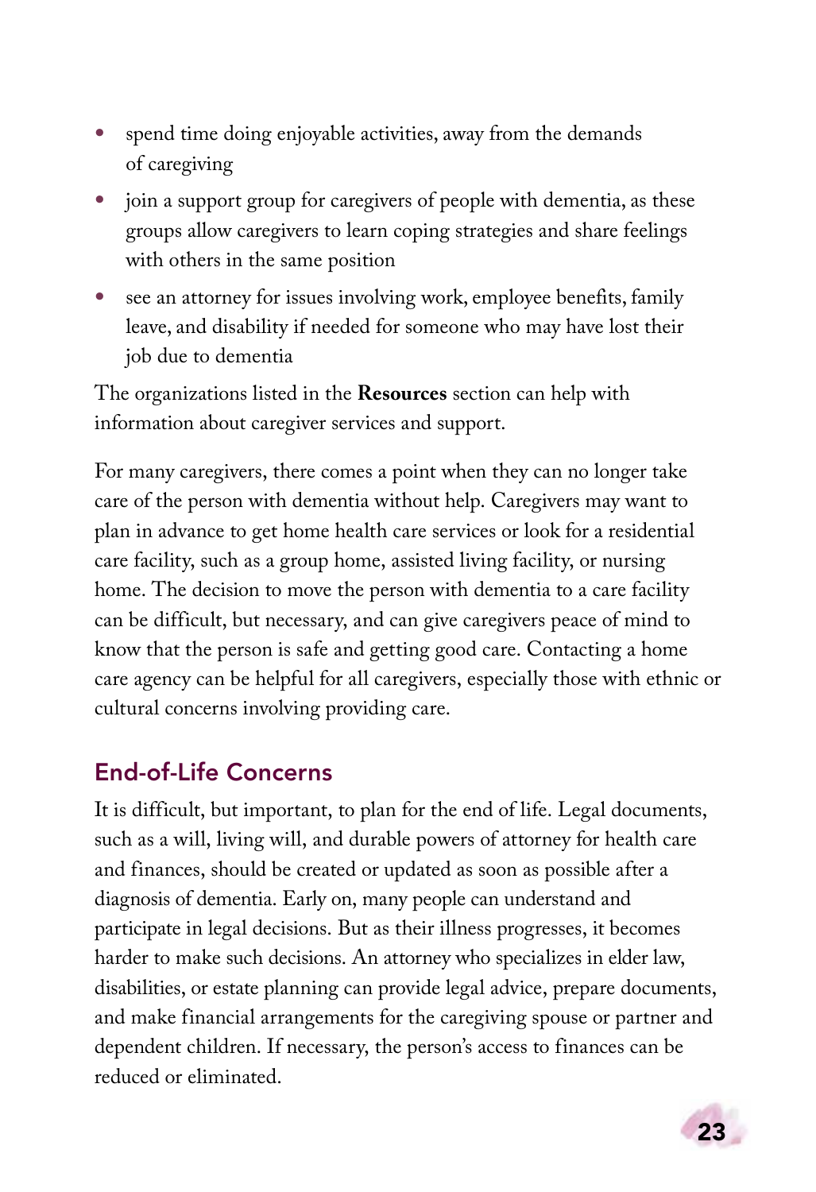- spend time doing enjoyable activities, away from the demands of caregiving
- join a support group for caregivers of people with dementia, as these groups allow caregivers to learn coping strategies and share feelings with others in the same position
- see an attorney for issues involving work, employee benefits, family leave, and disability if needed for someone who may have lost their job due to dementia

The organizations listed in the **Resources** section can help with information about caregiver services and support.

For many caregivers, there comes a point when they can no longer take care of the person with dementia without help. Caregivers may want to plan in advance to get home health care services or look for a residential care facility, such as a group home, assisted living facility, or nursing home. The decision to move the person with dementia to a care facility can be difficult, but necessary, and can give caregivers peace of mind to know that the person is safe and getting good care. Contacting a home care agency can be helpful for all caregivers, especially those with ethnic or cultural concerns involving providing care.

## End-of-Life Concerns

It is difficult, but important, to plan for the end of life. Legal documents, such as a will, living will, and durable powers of attorney for health care and finances, should be created or updated as soon as possible after a diagnosis of dementia. Early on, many people can understand and participate in legal decisions. But as their illness progresses, it becomes harder to make such decisions. An attorney who specializes in elder law, disabilities, or estate planning can provide legal advice, prepare documents, and make financial arrangements for the caregiving spouse or partner and dependent children. If necessary, the person's access to finances can be reduced or eliminated.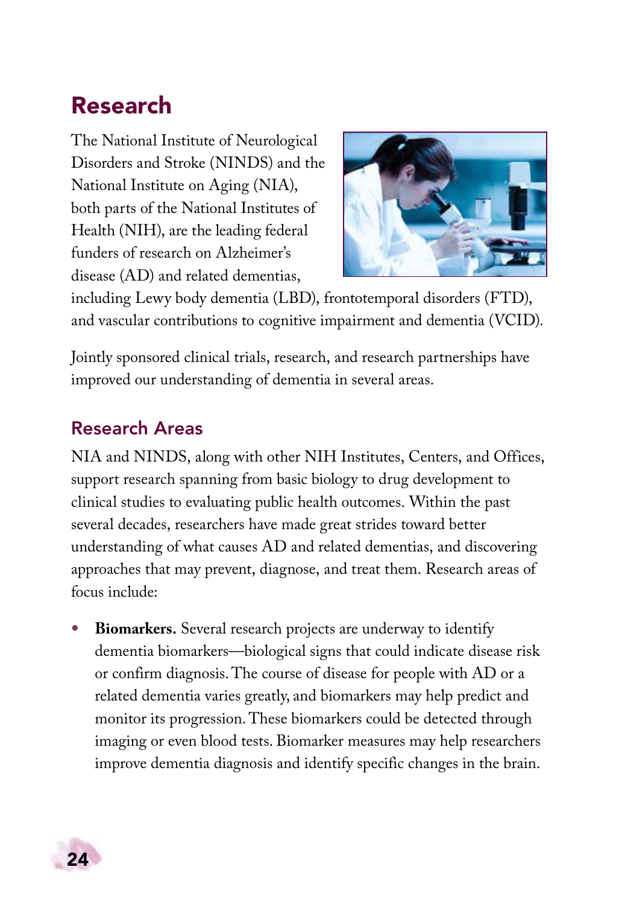# Research

The National Institute of Neurological Disorders and Stroke (NINDS) and the National Institute on Aging (NIA), both parts of the National Institutes of Health (NIH), are the leading federal funders of research on Alzheimer's disease (AD) and related dementias, including Lewy body dementia (LBD), frontotemporal disorders (FTD), and vascular contributions to cognitive impairment and dementia (VCID).

Jointly sponsored clinical trials, research, and research partnerships have improved our understanding of dementia in several areas.

## Research Areas

NIA and NINDS, along with other NIH Institutes, Centers, and Offices, support research spanning from basic biology to drug development to clinical studies to evaluating public health outcomes. Within the past several decades, researchers have made great strides toward better understanding of what causes AD and related dementias, and discovering approaches that may prevent, diagnose, and treat them. Research areas of focus include:

- **Biomarkers.** Several research projects are underway to identify dementia biomarkers—biological signs that could indicate disease risk or confirm diagnosis. The course of disease for people with AD or a related dementia varies greatly, and biomarkers may help predict and monitor its progression. These biomarkers could be detected through imaging or even blood tests. Biomarker measures may help researchers improve dementia diagnosis and identify specific changes in the brain.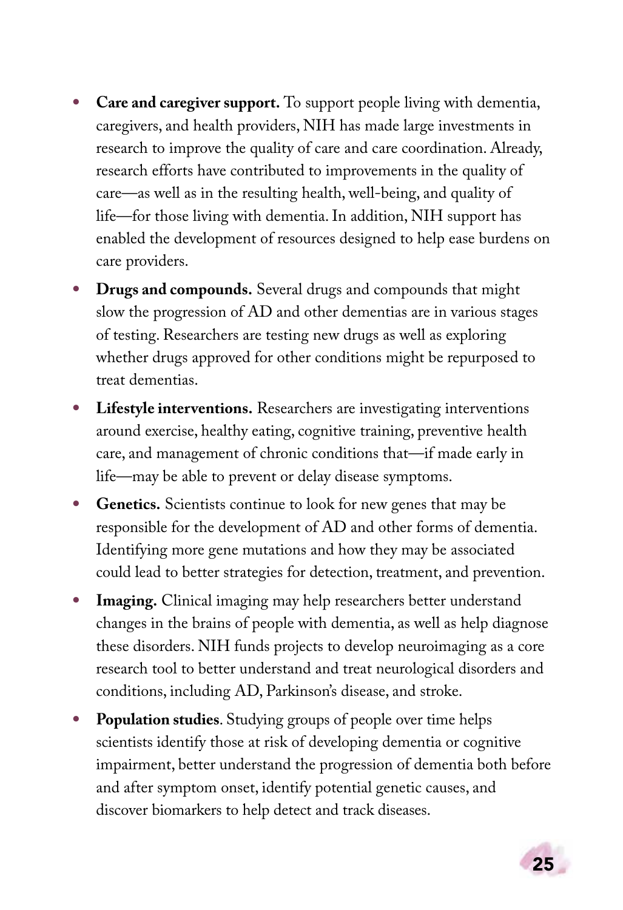- **Care and caregiver support.** To support people living with dementia, caregivers, and health providers, NIH has made large investments in research to improve the quality of care and care coordination. Already, research efforts have contributed to improvements in the quality of care—as well as in the resulting health, well-being, and quality of life—for those living with dementia. In addition, NIH support has enabled the development of resources designed to help ease burdens on care providers.
- **Drugs and compounds.** Several drugs and compounds that might slow the progression of AD and other dementias are in various stages of testing. Researchers are testing new drugs as well as exploring whether drugs approved for other conditions might be repurposed to treat dementias.
- **Lifestyle interventions.** Researchers are investigating interventions around exercise, healthy eating, cognitive training, preventive health care, and management of chronic conditions that—if made early in life—may be able to prevent or delay disease symptoms.
- **Genetics.** Scientists continue to look for new genes that may be responsible for the development of AD and other forms of dementia. Identifying more gene mutations and how they may be associated could lead to better strategies for detection, treatment, and prevention.
- **Imaging.** Clinical imaging may help researchers better understand changes in the brains of people with dementia, as well as help diagnose these disorders. NIH funds projects to develop neuroimaging as a core research tool to better understand and treat neurological disorders and conditions, including AD, Parkinson's disease, and stroke.
- **Population studies**. Studying groups of people over time helps scientists identify those at risk of developing dementia or cognitive impairment, better understand the progression of dementia both before and after symptom onset, identify potential genetic causes, and discover biomarkers to help detect and track diseases.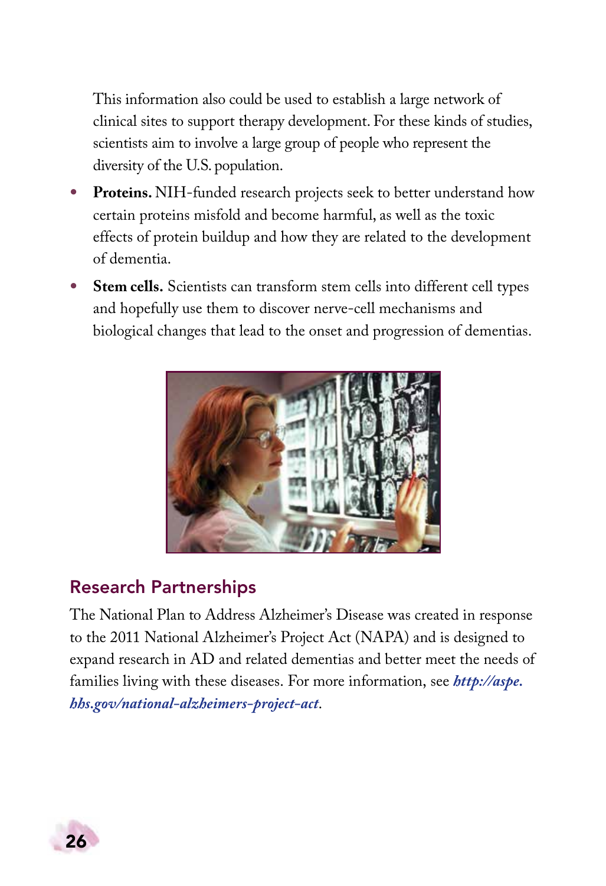This information also could be used to establish a large network of clinical sites to support therapy development. For these kinds of studies, scientists aim to involve a large group of people who represent the diversity of the U.S. population.

- **Proteins.** NIH-funded research projects seek to better understand how certain proteins misfold and become harmful, as well as the toxic effects of protein buildup and how they are related to the development of dementia.
- **Stem cells.** Scientists can transform stem cells into different cell types and hopefully use them to discover nerve-cell mechanisms and biological changes that lead to the onset and progression of dementias.

## Research Partnerships

The National Plan to Address Alzheimer's Disease was created in response to the 2011 National Alzheimer's Project Act (NAPA) and is designed to expand research in AD and related dementias and better meet the needs of families living with these diseases. For more information, see ***http://aspe.hhs.gov/national-alzheimers-project-act***.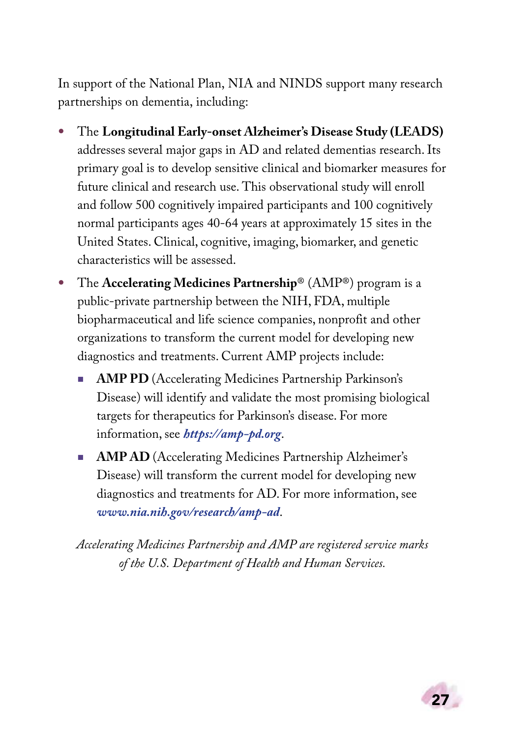In support of the National Plan, NIA and NINDS support many research partnerships on dementia, including:

- The **Longitudinal Early-onset Alzheimer's Disease Study (LEADS)** addresses several major gaps in AD and related dementias research. Its primary goal is to develop sensitive clinical and biomarker measures for future clinical and research use. This observational study will enroll and follow 500 cognitively impaired participants and 100 cognitively normal participants ages 40-64 years at approximately 15 sites in the United States. Clinical, cognitive, imaging, biomarker, and genetic characteristics will be assessed.
- The **Accelerating Medicines Partnership**® (AMP®) program is a public-private partnership between the NIH, FDA, multiple biopharmaceutical and life science companies, nonprofit and other organizations to transform the current model for developing new diagnostics and treatments. Current AMP projects include:
  - **AMP PD** (Accelerating Medicines Partnership Parkinson's Disease) will identify and validate the most promising biological targets for therapeutics for Parkinson's disease. For more information, see ***https://amp-pd.org***.
  - **AMP AD** (Accelerating Medicines Partnership Alzheimer's Disease) will transform the current model for developing new diagnostics and treatments for AD. For more information, see ***www.nia.nih.gov/research/amp-ad***.

*Accelerating Medicines Partnership and AMP are registered service marks of the U.S. Department of Health and Human Services.*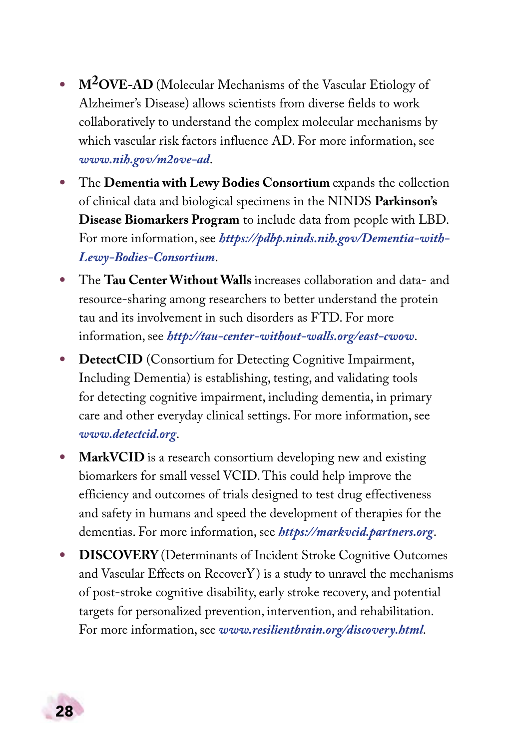- **M$^2$OVE-AD** (Molecular Mechanisms of the Vascular Etiology of Alzheimer's Disease) allows scientists from diverse fields to work collaboratively to understand the complex molecular mechanisms by which vascular risk factors influence AD. For more information, see ***www.nih.gov/m2ove-ad***.
- The **Dementia with Lewy Bodies Consortium** expands the collection of clinical data and biological specimens in the NINDS **Parkinson's Disease Biomarkers Program** to include data from people with LBD. For more information, see ***https://pdbp.ninds.nih.gov/Dementia-with-Lewy-Bodies-Consortium***.
- The **Tau Center Without Walls** increases collaboration and data- and resource-sharing among researchers to better understand the protein tau and its involvement in such disorders as FTD. For more information, see ***http://tau-center-without-walls.org/east-cwow***.
- **DetectCID** (Consortium for Detecting Cognitive Impairment, Including Dementia) is establishing, testing, and validating tools for detecting cognitive impairment, including dementia, in primary care and other everyday clinical settings. For more information, see ***www.detectcid.org***.
- **MarkVCID** is a research consortium developing new and existing biomarkers for small vessel VCID. This could help improve the efficiency and outcomes of trials designed to test drug effectiveness and safety in humans and speed the development of therapies for the dementias. For more information, see ***https://markvcid.partners.org***.
- **DISCOVERY** (Determinants of Incident Stroke Cognitive Outcomes and Vascular Effects on RecoverY) is a study to unravel the mechanisms of post-stroke cognitive disability, early stroke recovery, and potential targets for personalized prevention, intervention, and rehabilitation. For more information, see ***www.resilientbrain.org/discovery.html***.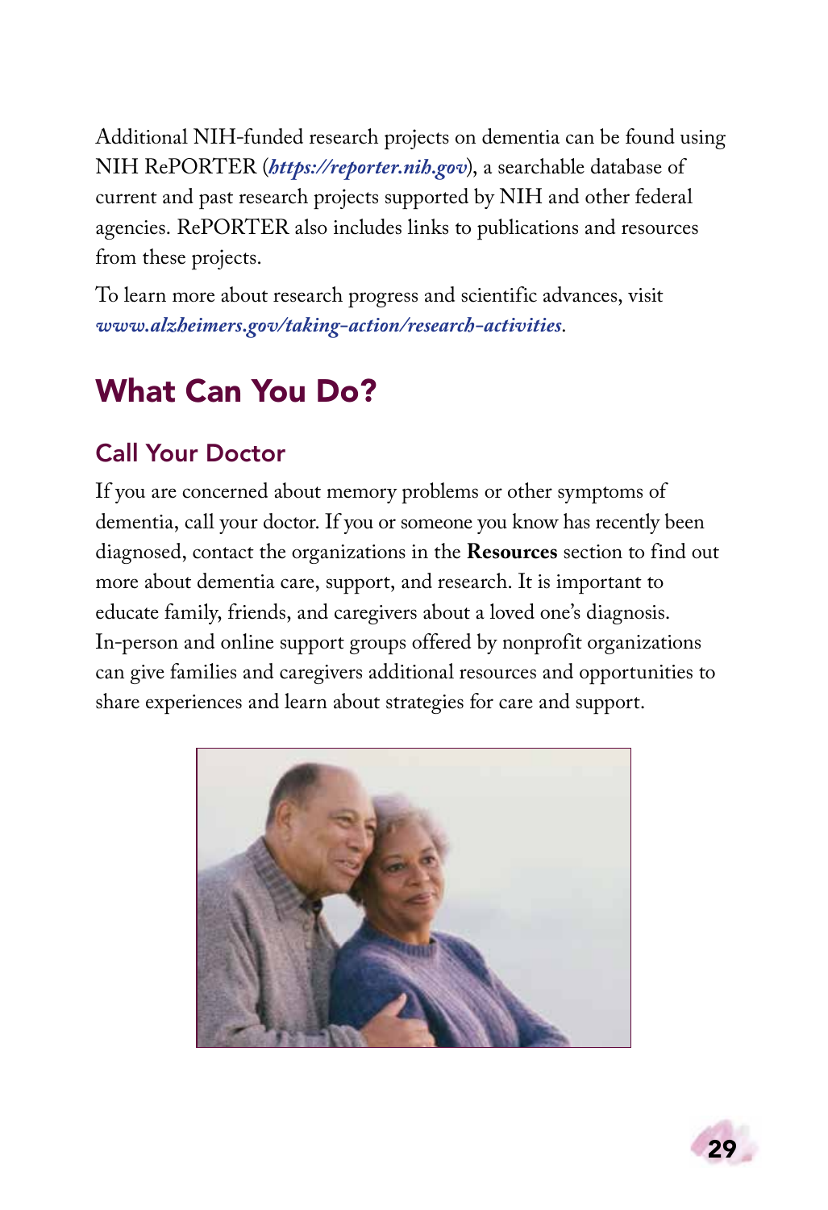Additional NIH-funded research projects on dementia can be found using NIH RePORTER (***https://reporter.nih.gov***), a searchable database of current and past research projects supported by NIH and other federal agencies. RePORTER also includes links to publications and resources from these projects.

To learn more about research progress and scientific advances, visit ***www.alzheimers.gov/taking-action/research-activities***.

## What Can You Do?

### Call Your Doctor

If you are concerned about memory problems or other symptoms of dementia, call your doctor. If you or someone you know has recently been diagnosed, contact the organizations in the **Resources** section to find out more about dementia care, support, and research. It is important to educate family, friends, and caregivers about a loved one's diagnosis. In-person and online support groups offered by nonprofit organizations can give families and caregivers additional resources and opportunities to share experiences and learn about strategies for care and support.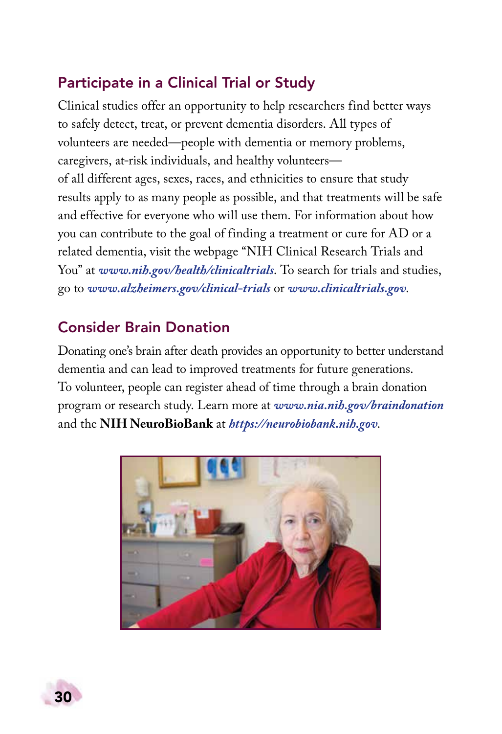## Participate in a Clinical Trial or Study

Clinical studies offer an opportunity to help researchers find better ways to safely detect, treat, or prevent dementia disorders. All types of volunteers are needed—people with dementia or memory problems, caregivers, at-risk individuals, and healthy volunteers—of all different ages, sexes, races, and ethnicities to ensure that study results apply to as many people as possible, and that treatments will be safe and effective for everyone who will use them. For information about how you can contribute to the goal of finding a treatment or cure for AD or a related dementia, visit the webpage "NIH Clinical Research Trials and You" at ***www.nih.gov/health/clinicaltrials***. To search for trials and studies, go to ***www.alzheimers.gov/clinical-trials*** or ***www.clinicaltrials.gov***.

## Consider Brain Donation

Donating one's brain after death provides an opportunity to better understand dementia and can lead to improved treatments for future generations. To volunteer, people can register ahead of time through a brain donation program or research study. Learn more at ***www.nia.nih.gov/braindonation*** and the **NIH NeuroBioBank** at ***https://neurobiobank.nih.gov***.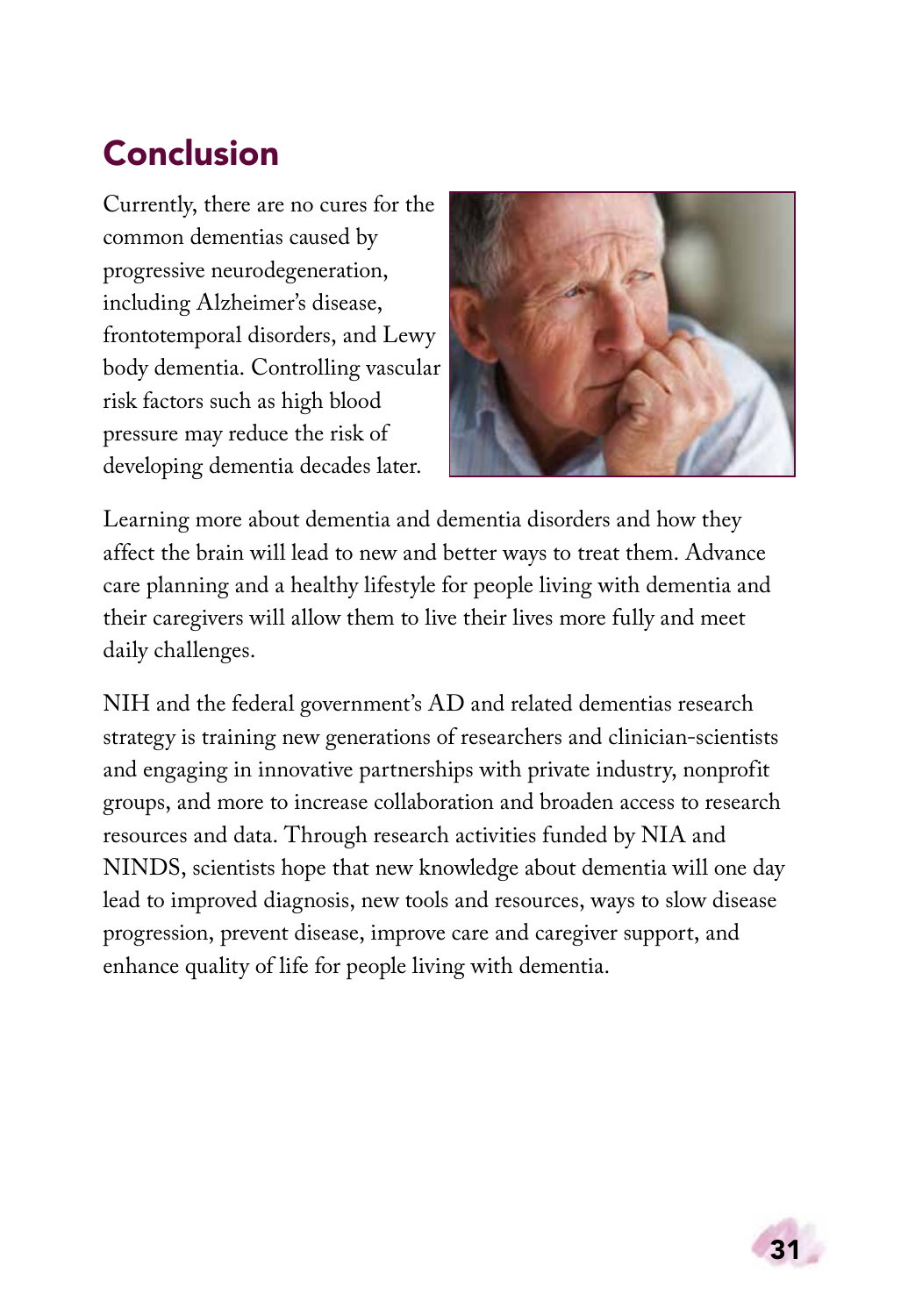## Conclusion

Currently, there are no cures for the common dementias caused by progressive neurodegeneration, including Alzheimer's disease, frontotemporal disorders, and Lewy body dementia. Controlling vascular risk factors such as high blood pressure may reduce the risk of developing dementia decades later.

Learning more about dementia and dementia disorders and how they affect the brain will lead to new and better ways to treat them. Advance care planning and a healthy lifestyle for people living with dementia and their caregivers will allow them to live their lives more fully and meet daily challenges.

NIH and the federal government's AD and related dementias research strategy is training new generations of researchers and clinician-scientists and engaging in innovative partnerships with private industry, nonprofit groups, and more to increase collaboration and broaden access to research resources and data. Through research activities funded by NIA and NINDS, scientists hope that new knowledge about dementia will one day lead to improved diagnosis, new tools and resources, ways to slow disease progression, prevent disease, improve care and caregiver support, and enhance quality of life for people living with dementia.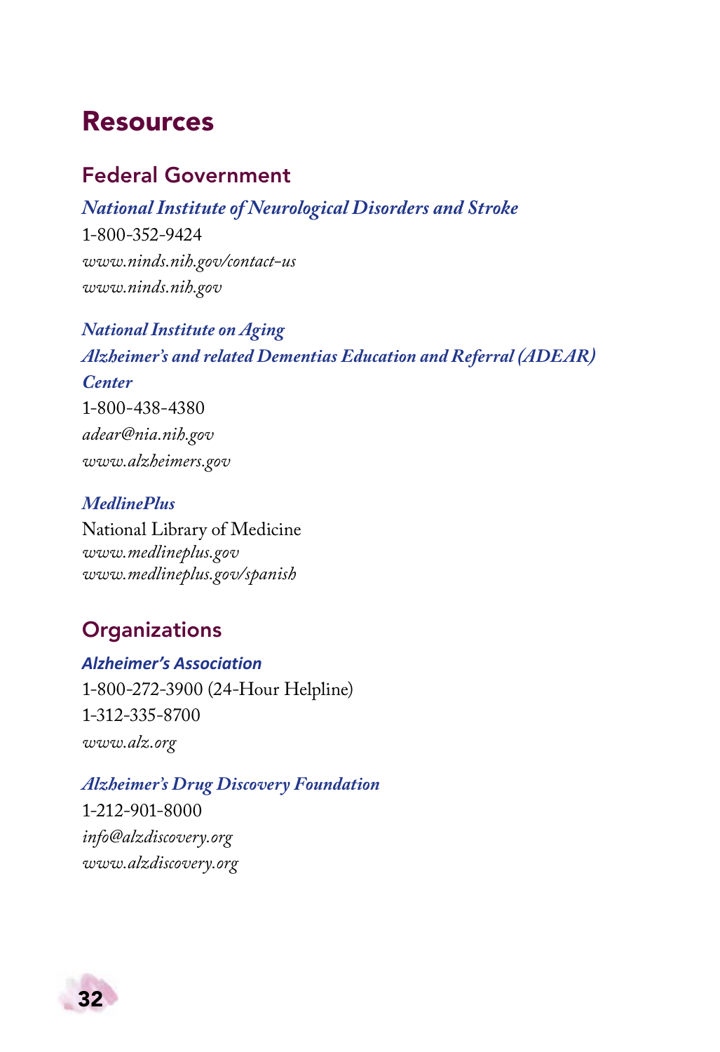# Resources

## Federal Government

***National Institute of Neurological Disorders and Stroke***
1-800-352-9424
*www.ninds.nih.gov/contact-us*
*www.ninds.nih.gov*

***National Institute on Aging***
***Alzheimer's and related Dementias Education and Referral (ADEAR) Center***
1-800-438-4380
*adear@nia.nih.gov*
*www.alzheimers.gov*

***MedlinePlus***
National Library of Medicine
*www.medlineplus.gov*
*www.medlineplus.gov/spanish*

## Organizations

***Alzheimer's Association***
1-800-272-3900 (24-Hour Helpline)
1-312-335-8700
*www.alz.org*

***Alzheimer's Drug Discovery Foundation***
1-212-901-8000
*info@alzdiscovery.org*
*www.alzdiscovery.org*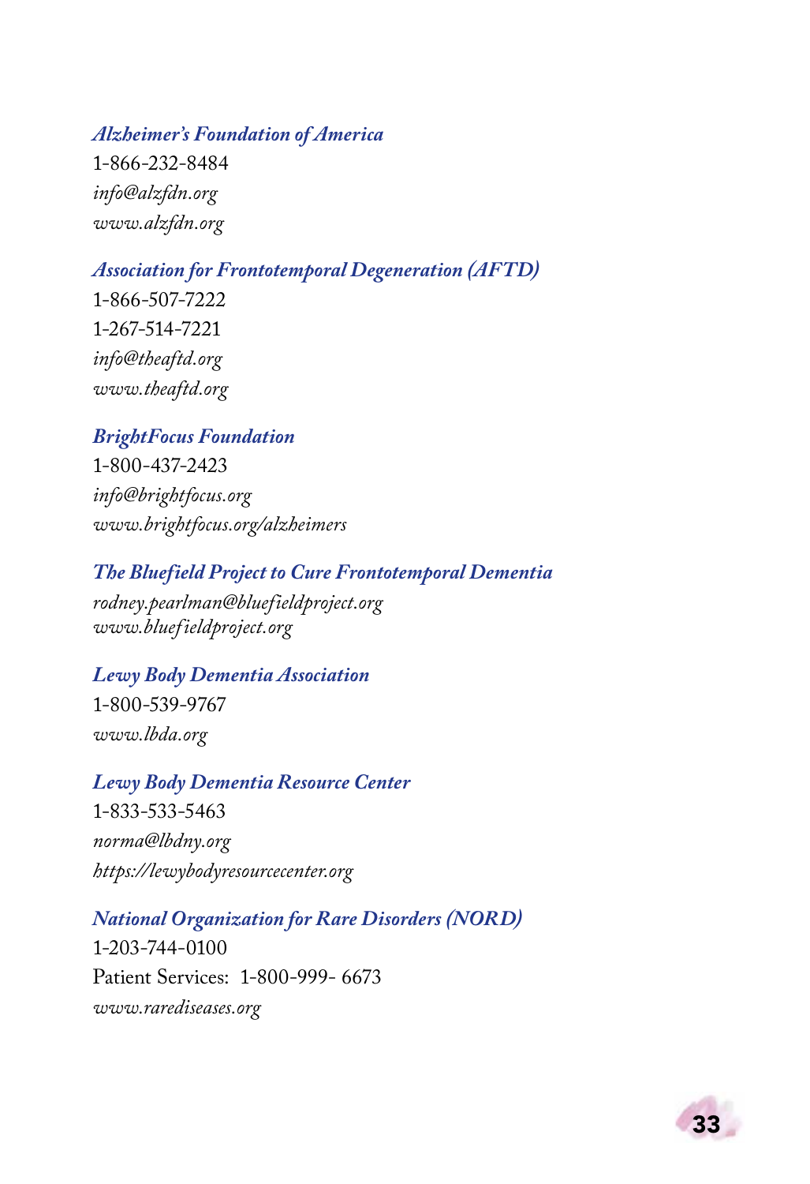*Alzheimer's Foundation of America*

1-866-232-8484

*info@alzfdn.org*

*www.alzfdn.org*

*Association for Frontotemporal Degeneration (AFTD)*

1-866-507-7222

1-267-514-7221

*info@theaftd.org*

*www.theaftd.org*

*BrightFocus Foundation*

1-800-437-2423

*info@brightfocus.org*

*www.brightfocus.org/alzheimers*

*The Bluefield Project to Cure Frontotemporal Dementia*

*rodney.pearlman@bluefieldproject.org*

*www.bluefieldproject.org*

*Lewy Body Dementia Association*

1-800-539-9767

*www.lbda.org*

*Lewy Body Dementia Resource Center*

1-833-533-5463

*norma@lbdny.org*

*https://lewybodyresourcecenter.org*

*National Organization for Rare Disorders (NORD)*

1-203-744-0100

Patient Services: 1-800-999- 6673

*www.rarediseases.org*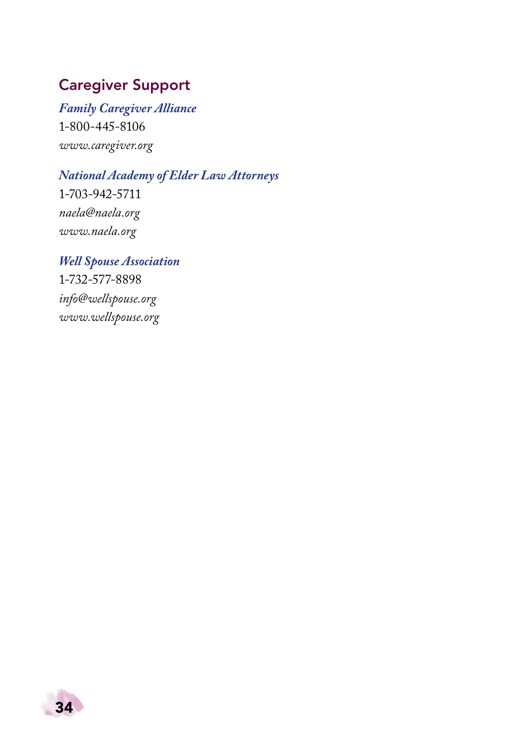## Caregiver Support

***Family Caregiver Alliance***
1-800-445-8106
*www.caregiver.org*

***National Academy of Elder Law Attorneys***
1-703-942-5711
*naela@naela.org*
*www.naela.org*

***Well Spouse Association***
1-732-577-8898
*info@wellspouse.org*
*www.wellspouse.org*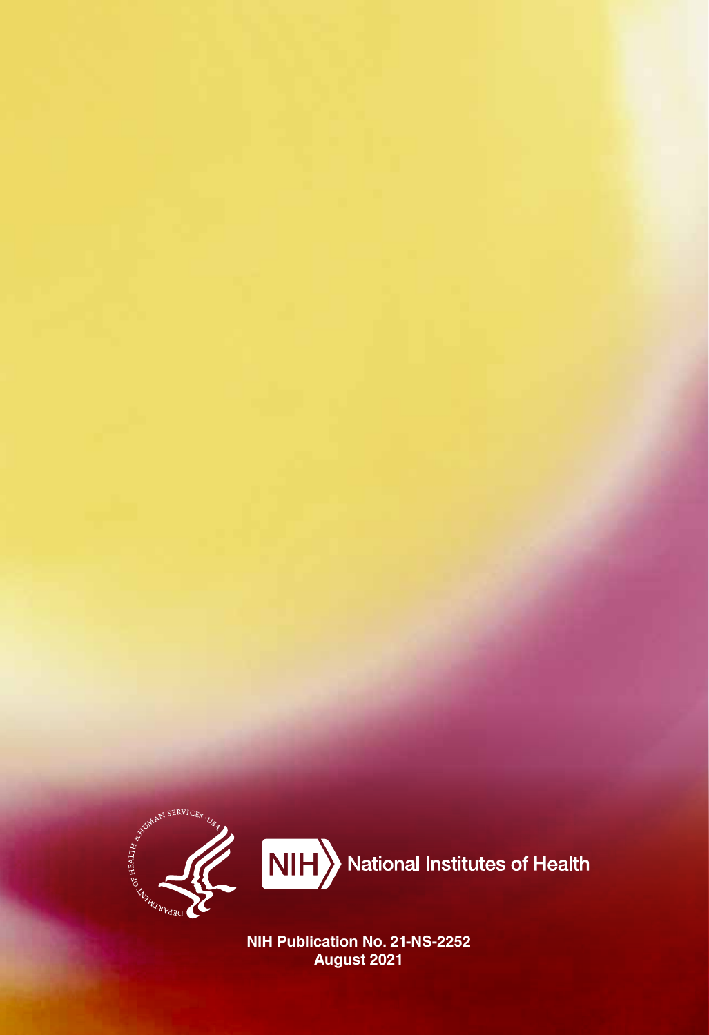National Institutes of Health

NIH Publication No. 21-NS-2252
August 2021